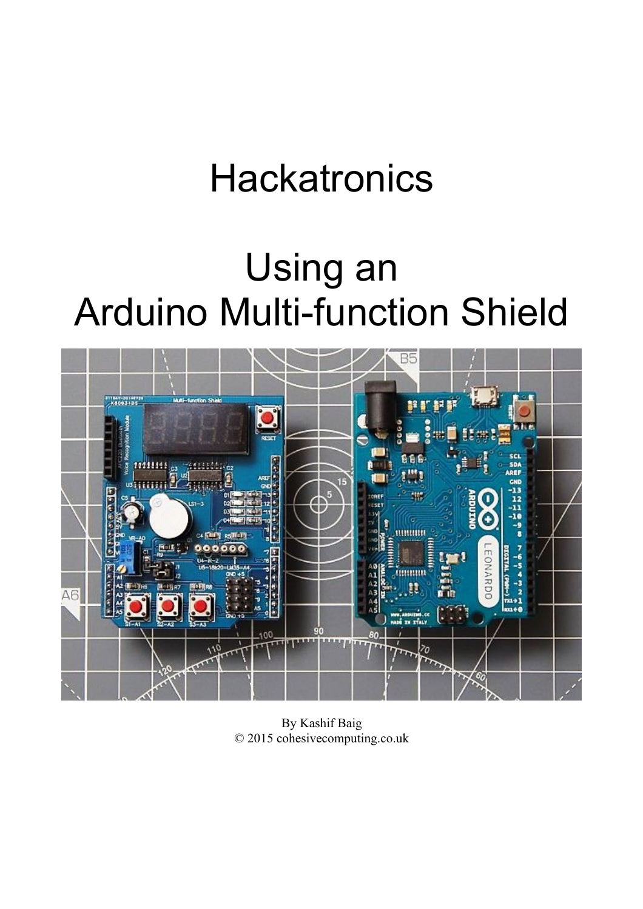# Hackatronics

# Using an Arduino Multi-function Shield

By Kashif Baig
© 2015 cohesivecomputing.co.uk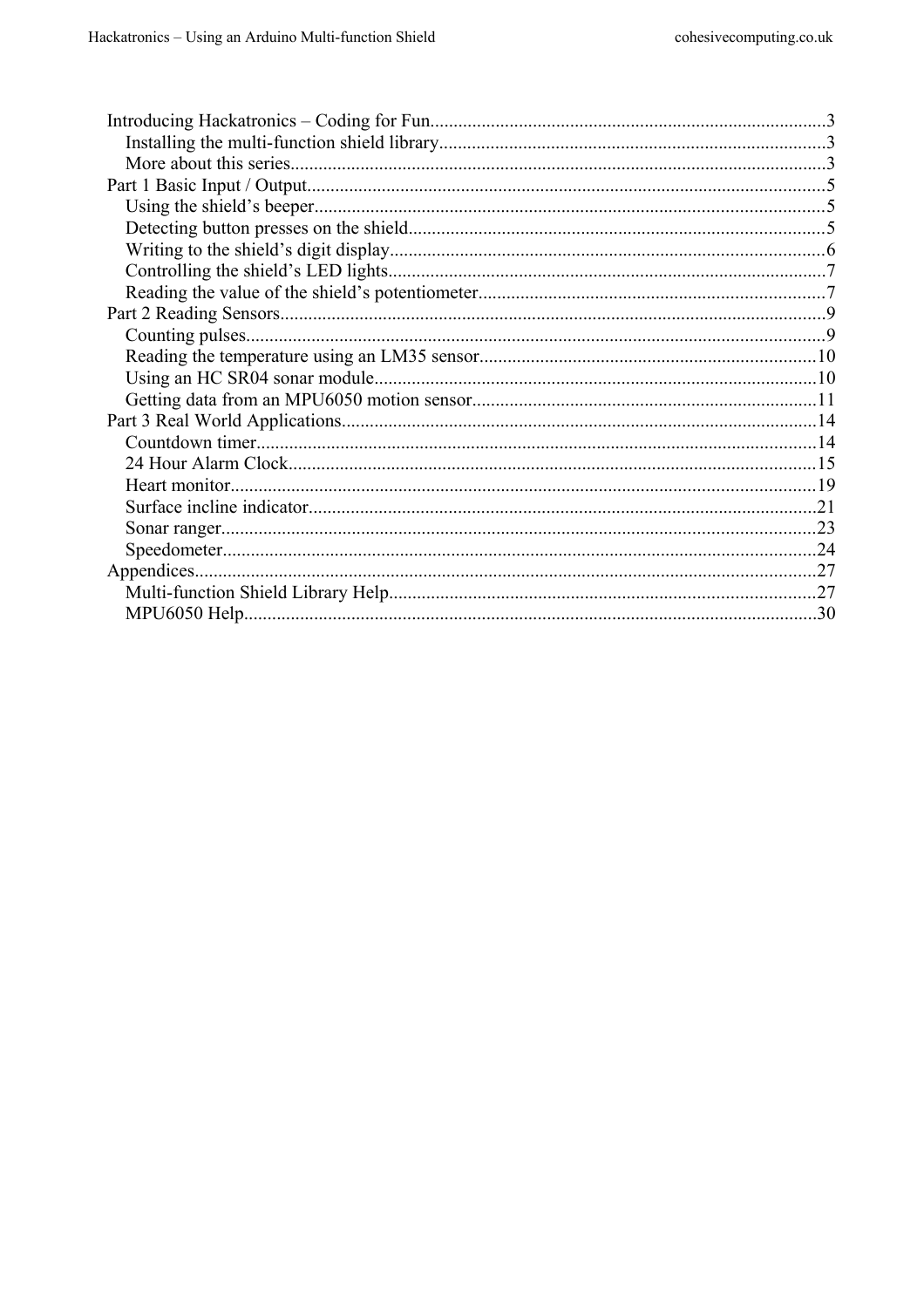Introducing Hackatronics – Coding for Fun....................................................................................3
- Installing the multi-function shield library..................................................................................3
- More about this series..................................................................................................................3

Part 1 Basic Input / Output..............................................................................................................5
- Using the shield’s beeper............................................................................................................5
- Detecting button presses on the shield........................................................................................5
- Writing to the shield’s digit display............................................................................................6
- Controlling the shield’s LED lights............................................................................................7
- Reading the value of the shield’s potentiometer.........................................................................7

Part 2 Reading Sensors....................................................................................................................9
- Counting pulses...........................................................................................................................9
- Reading the temperature using an LM35 sensor.......................................................................10
- Using an HC SR04 sonar module..............................................................................................10
- Getting data from an MPU6050 motion sensor.........................................................................11

Part 3 Real World Applications.....................................................................................................14
- Countdown timer.......................................................................................................................14
- 24 Hour Alarm Clock................................................................................................................15
- Heart monitor............................................................................................................................19
- Surface incline indicator............................................................................................................21
- Sonar ranger...............................................................................................................................23
- Speedometer..............................................................................................................................24

Appendices....................................................................................................................................27
- Multi-function Shield Library Help...........................................................................................27
- MPU6050 Help..........................................................................................................................30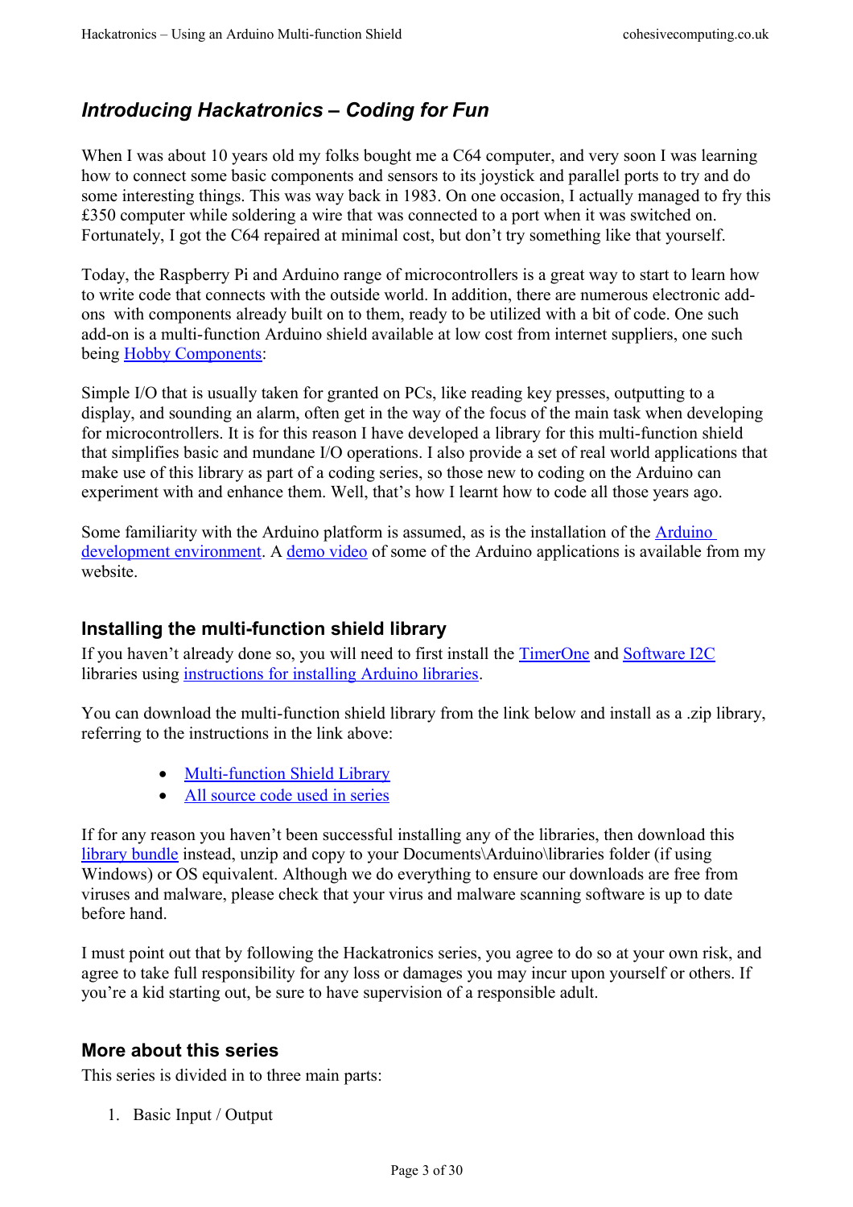## *Introducing Hackatronics – Coding for Fun*

When I was about 10 years old my folks bought me a C64 computer, and very soon I was learning how to connect some basic components and sensors to its joystick and parallel ports to try and do some interesting things. This was way back in 1983. On one occasion, I actually managed to fry this £350 computer while soldering a wire that was connected to a port when it was switched on. Fortunately, I got the C64 repaired at minimal cost, but don't try something like that yourself.

Today, the Raspberry Pi and Arduino range of microcontrollers is a great way to start to learn how to write code that connects with the outside world. In addition, there are numerous electronic add-ons with components already built on to them, ready to be utilized with a bit of code. One such add-on is a multi-function Arduino shield available at low cost from internet suppliers, one such being Hobby Components:

Simple I/O that is usually taken for granted on PCs, like reading key presses, outputting to a display, and sounding an alarm, often get in the way of the focus of the main task when developing for microcontrollers. It is for this reason I have developed a library for this multi-function shield that simplifies basic and mundane I/O operations. I also provide a set of real world applications that make use of this library as part of a coding series, so those new to coding on the Arduino can experiment with and enhance them. Well, that's how I learnt how to code all those years ago.

Some familiarity with the Arduino platform is assumed, as is the installation of the Arduino development environment. A demo video of some of the Arduino applications is available from my website.

### Installing the multi-function shield library

If you haven't already done so, you will need to first install the TimerOne and Software I2C libraries using instructions for installing Arduino libraries.

You can download the multi-function shield library from the link below and install as a .zip library, referring to the instructions in the link above:

- Multi-function Shield Library
- All source code used in series

If for any reason you haven't been successful installing any of the libraries, then download this library bundle instead, unzip and copy to your Documents\Arduino\libraries folder (if using Windows) or OS equivalent. Although we do everything to ensure our downloads are free from viruses and malware, please check that your virus and malware scanning software is up to date before hand.

I must point out that by following the Hackatronics series, you agree to do so at your own risk, and agree to take full responsibility for any loss or damages you may incur upon yourself or others. If you're a kid starting out, be sure to have supervision of a responsible adult.

### More about this series

This series is divided in to three main parts:

1. Basic Input / Output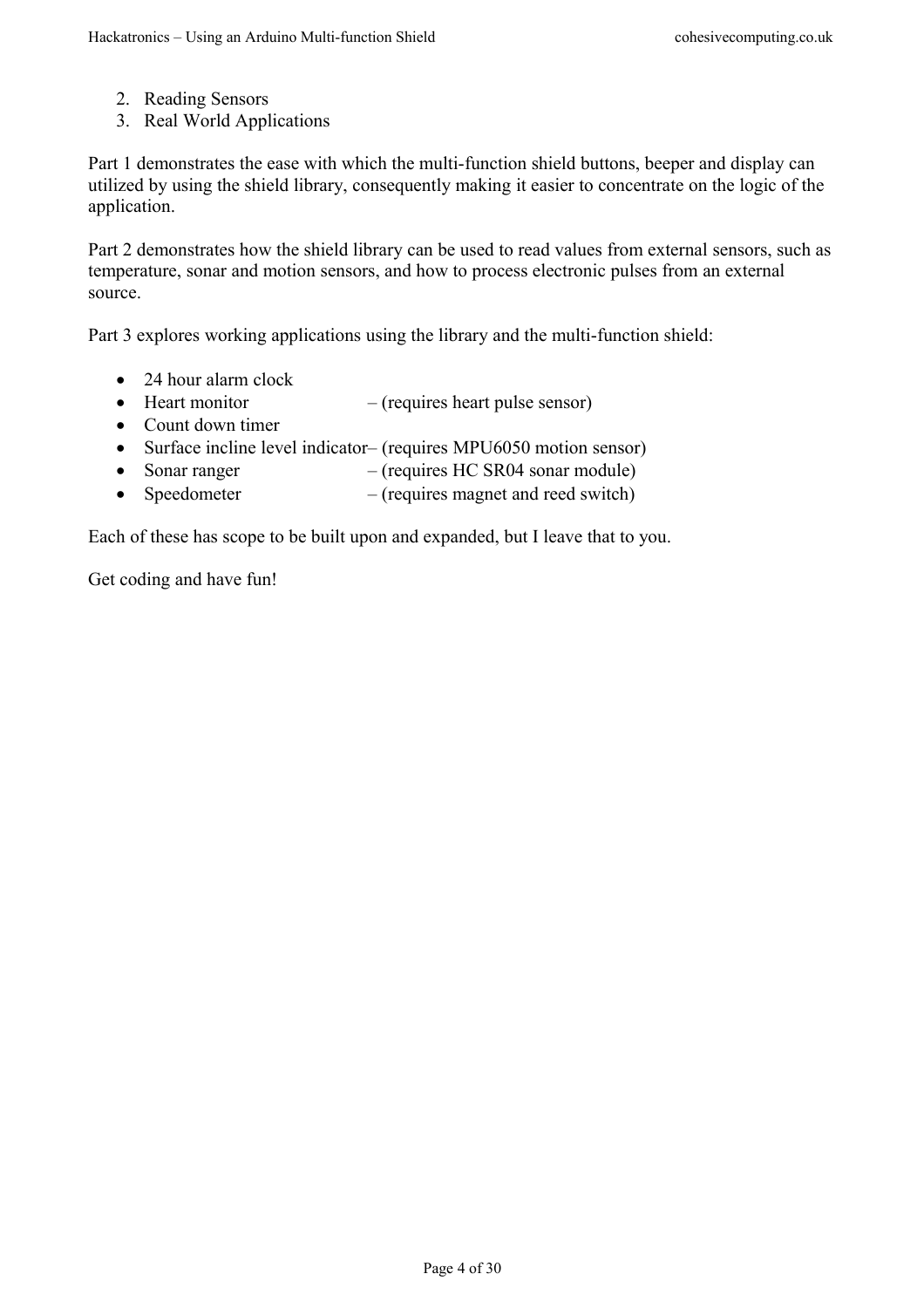2. Reading Sensors
3. Real World Applications

Part 1 demonstrates the ease with which the multi-function shield buttons, beeper and display can utilized by using the shield library, consequently making it easier to concentrate on the logic of the application.

Part 2 demonstrates how the shield library can be used to read values from external sensors, such as temperature, sonar and motion sensors, and how to process electronic pulses from an external source.

Part 3 explores working applications using the library and the multi-function shield:

- 24 hour alarm clock
- Heart monitor – (requires heart pulse sensor)
- Count down timer
- Surface incline level indicator– (requires MPU6050 motion sensor)
- Sonar ranger – (requires HC SR04 sonar module)
- Speedometer – (requires magnet and reed switch)

Each of these has scope to be built upon and expanded, but I leave that to you.

Get coding and have fun!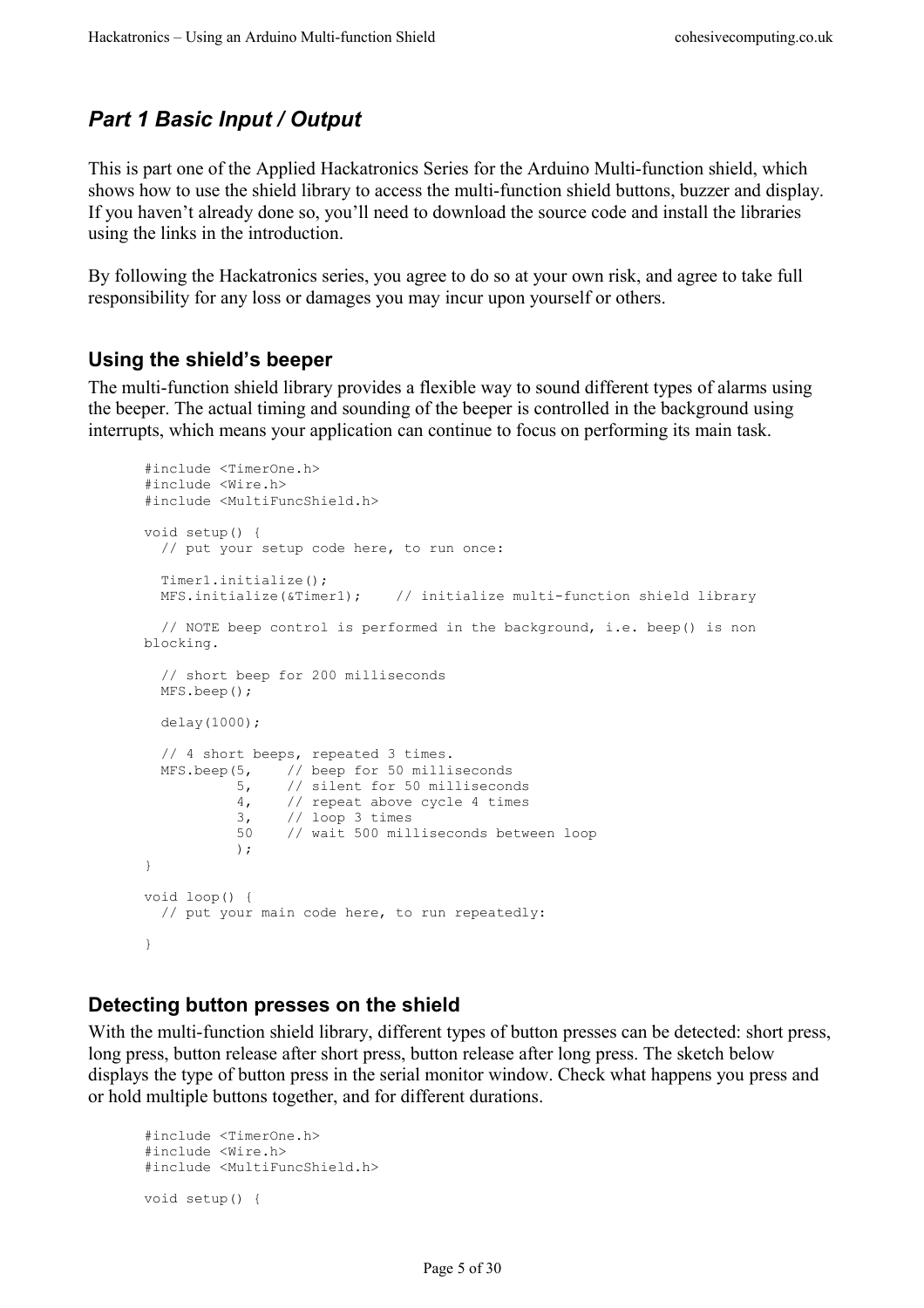## *Part 1 Basic Input / Output*

This is part one of the Applied Hackatronics Series for the Arduino Multi-function shield, which shows how to use the shield library to access the multi-function shield buttons, buzzer and display. If you haven't already done so, you'll need to download the source code and install the libraries using the links in the introduction.

By following the Hackatronics series, you agree to do so at your own risk, and agree to take full responsibility for any loss or damages you may incur upon yourself or others.

### Using the shield's beeper

The multi-function shield library provides a flexible way to sound different types of alarms using the beeper. The actual timing and sounding of the beeper is controlled in the background using interrupts, which means your application can continue to focus on performing its main task.

```
#include <TimerOne.h>
#include <Wire.h>
#include <MultiFuncShield.h>

void setup() {
  // put your setup code here, to run once:

  Timer1.initialize();
  MFS.initialize(&Timer1);    // initialize multi-function shield library

  // NOTE beep control is performed in the background, i.e. beep() is non
blocking.

  // short beep for 200 milliseconds
  MFS.beep();

  delay(1000);

  // 4 short beeps, repeated 3 times.
  MFS.beep(5,    // beep for 50 milliseconds
           5,    // silent for 50 milliseconds
           4,    // repeat above cycle 4 times
           3,    // loop 3 times
           50    // wait 500 milliseconds between loop
           );
}

void loop() {
  // put your main code here, to run repeatedly:

}
```

### Detecting button presses on the shield

With the multi-function shield library, different types of button presses can be detected: short press, long press, button release after short press, button release after long press. The sketch below displays the type of button press in the serial monitor window. Check what happens you press and or hold multiple buttons together, and for different durations.

```
#include <TimerOne.h>
#include <Wire.h>
#include <MultiFuncShield.h>

void setup() {
```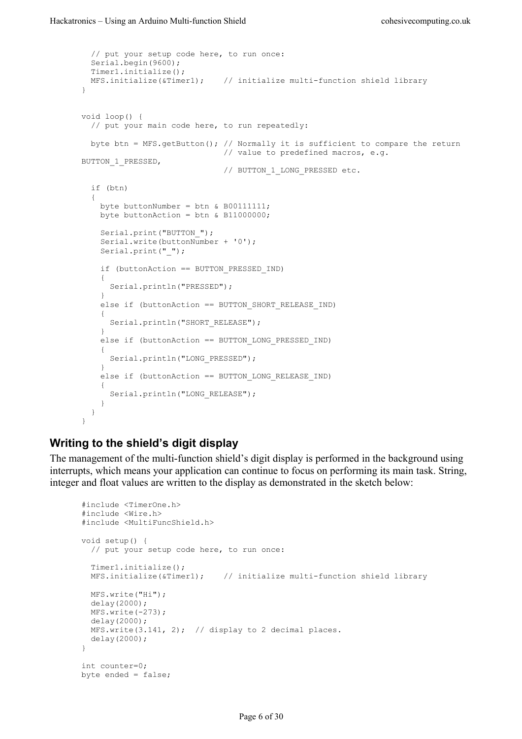```
  // put your setup code here, to run once:
  Serial.begin(9600);
  Timer1.initialize();
  MFS.initialize(&Timer1);    // initialize multi-function shield library
}


void loop() {
  // put your main code here, to run repeatedly:

  byte btn = MFS.getButton(); // Normally it is sufficient to compare the return
                              // value to predefined macros, e.g.
BUTTON_1_PRESSED,
                              // BUTTON_1_LONG_PRESSED etc.

  if (btn)
  {
    byte buttonNumber = btn & B00111111;
    byte buttonAction = btn & B11000000;

    Serial.print("BUTTON_");
    Serial.write(buttonNumber + '0');
    Serial.print("_");

    if (buttonAction == BUTTON_PRESSED_IND)
    {
      Serial.println("PRESSED");
    }
    else if (buttonAction == BUTTON_SHORT_RELEASE_IND)
    {
      Serial.println("SHORT_RELEASE");
    }
    else if (buttonAction == BUTTON_LONG_PRESSED_IND)
    {
      Serial.println("LONG_PRESSED");
    }
    else if (buttonAction == BUTTON_LONG_RELEASE_IND)
    {
      Serial.println("LONG_RELEASE");
    }
  }
}
```

## Writing to the shield's digit display

The management of the multi-function shield's digit display is performed in the background using interrupts, which means your application can continue to focus on performing its main task. String, integer and float values are written to the display as demonstrated in the sketch below:

```
#include <TimerOne.h>
#include <Wire.h>
#include <MultiFuncShield.h>

void setup() {
  // put your setup code here, to run once:

  Timer1.initialize();
  MFS.initialize(&Timer1);    // initialize multi-function shield library

  MFS.write("Hi");
  delay(2000);
  MFS.write(-273);
  delay(2000);
  MFS.write(3.141, 2);  // display to 2 decimal places.
  delay(2000);
}

int counter=0;
byte ended = false;
```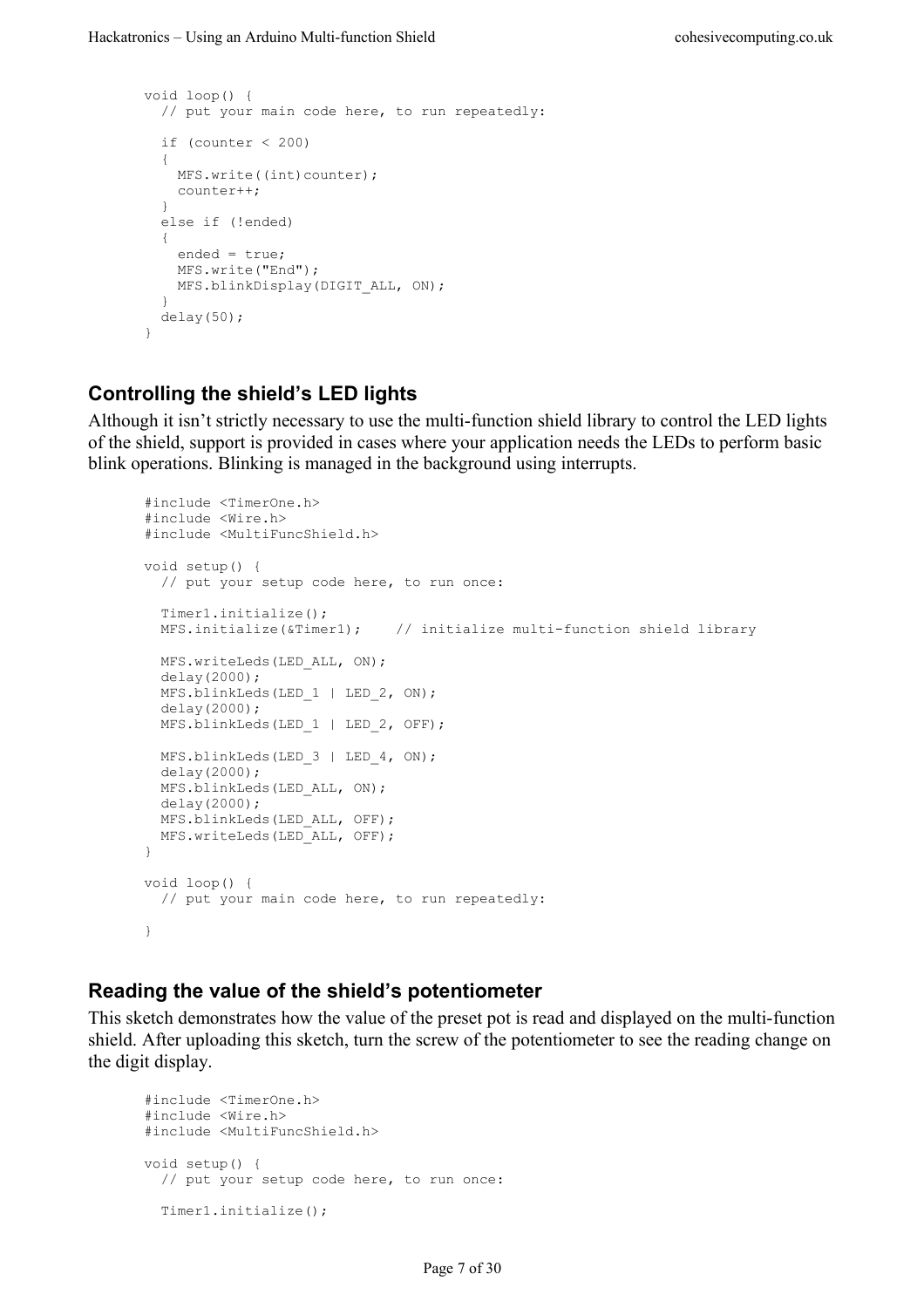```
void loop() {
  // put your main code here, to run repeatedly:

  if (counter < 200)
  {
    MFS.write((int)counter);
    counter++;
  }
  else if (!ended)
  {
    ended = true;
    MFS.write("End");
    MFS.blinkDisplay(DIGIT_ALL, ON);
  }
  delay(50);
}
```

## Controlling the shield's LED lights

Although it isn't strictly necessary to use the multi-function shield library to control the LED lights of the shield, support is provided in cases where your application needs the LEDs to perform basic blink operations. Blinking is managed in the background using interrupts.

```
#include <TimerOne.h>
#include <Wire.h>
#include <MultiFuncShield.h>

void setup() {
  // put your setup code here, to run once:

  Timer1.initialize();
  MFS.initialize(&Timer1);    // initialize multi-function shield library

  MFS.writeLeds(LED_ALL, ON);
  delay(2000);
  MFS.blinkLeds(LED_1 | LED_2, ON);
  delay(2000);
  MFS.blinkLeds(LED_1 | LED_2, OFF);

  MFS.blinkLeds(LED_3 | LED_4, ON);
  delay(2000);
  MFS.blinkLeds(LED_ALL, ON);
  delay(2000);
  MFS.blinkLeds(LED_ALL, OFF);
  MFS.writeLeds(LED_ALL, OFF);
}

void loop() {
  // put your main code here, to run repeatedly:

}
```

## Reading the value of the shield's potentiometer

This sketch demonstrates how the value of the preset pot is read and displayed on the multi-function shield. After uploading this sketch, turn the screw of the potentiometer to see the reading change on the digit display.

```
#include <TimerOne.h>
#include <Wire.h>
#include <MultiFuncShield.h>

void setup() {
  // put your setup code here, to run once:

  Timer1.initialize();
```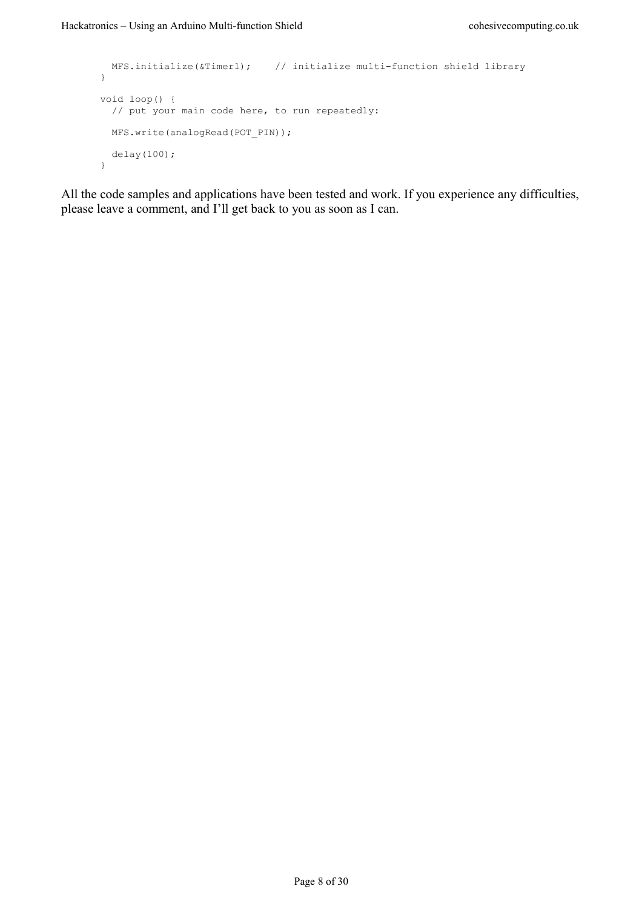```
  MFS.initialize(&Timer1);    // initialize multi-function shield library
}

void loop() {
  // put your main code here, to run repeatedly:

  MFS.write(analogRead(POT_PIN));

  delay(100);
}
```

All the code samples and applications have been tested and work. If you experience any difficulties, please leave a comment, and I'll get back to you as soon as I can.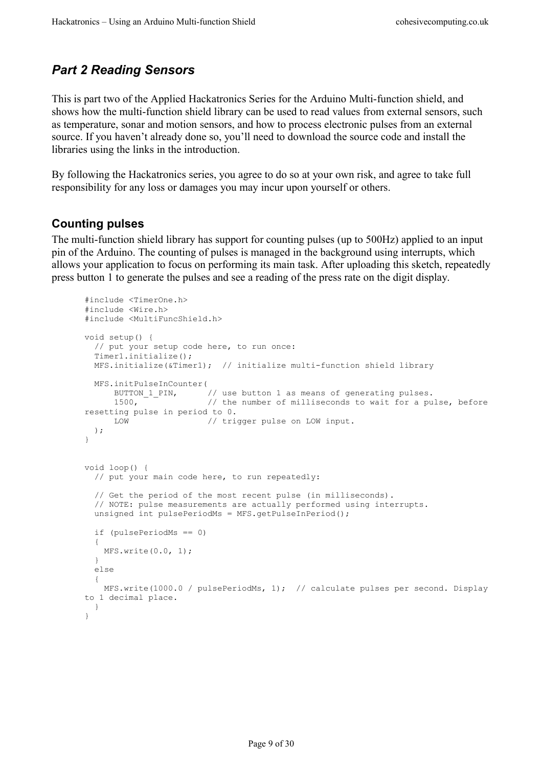## *Part 2 Reading Sensors*

This is part two of the Applied Hackatronics Series for the Arduino Multi-function shield, and shows how the multi-function shield library can be used to read values from external sensors, such as temperature, sonar and motion sensors, and how to process electronic pulses from an external source. If you haven't already done so, you'll need to download the source code and install the libraries using the links in the introduction.

By following the Hackatronics series, you agree to do so at your own risk, and agree to take full responsibility for any loss or damages you may incur upon yourself or others.

### Counting pulses

The multi-function shield library has support for counting pulses (up to 500Hz) applied to an input pin of the Arduino. The counting of pulses is managed in the background using interrupts, which allows your application to focus on performing its main task. After uploading this sketch, repeatedly press button 1 to generate the pulses and see a reading of the press rate on the digit display.

```
#include <TimerOne.h>
#include <Wire.h>
#include <MultiFuncShield.h>

void setup() {
  // put your setup code here, to run once:
  Timer1.initialize();
  MFS.initialize(&Timer1);  // initialize multi-function shield library

  MFS.initPulseInCounter(
      BUTTON_1_PIN,      // use button 1 as means of generating pulses.
      1500,              // the number of milliseconds to wait for a pulse, before
resetting pulse in period to 0.
      LOW                // trigger pulse on LOW input.
  );
}


void loop() {
  // put your main code here, to run repeatedly:

  // Get the period of the most recent pulse (in milliseconds).
  // NOTE: pulse measurements are actually performed using interrupts.
  unsigned int pulsePeriodMs = MFS.getPulseInPeriod();

  if (pulsePeriodMs == 0)
  {
    MFS.write(0.0, 1);
  }
  else
  {
    MFS.write(1000.0 / pulsePeriodMs, 1);  // calculate pulses per second. Display
to 1 decimal place.
  }
}
```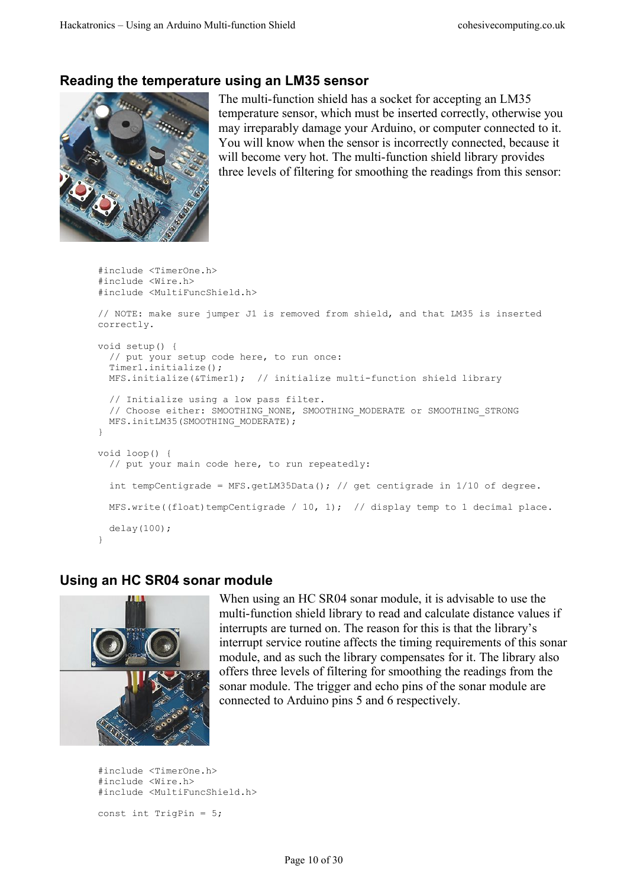## Reading the temperature using an LM35 sensor

The multi-function shield has a socket for accepting an LM35 temperature sensor, which must be inserted correctly, otherwise you may irreparably damage your Arduino, or computer connected to it. You will know when the sensor is incorrectly connected, because it will become very hot. The multi-function shield library provides three levels of filtering for smoothing the readings from this sensor:

```
#include <TimerOne.h>
#include <Wire.h>
#include <MultiFuncShield.h>

// NOTE: make sure jumper J1 is removed from shield, and that LM35 is inserted
correctly.

void setup() {
  // put your setup code here, to run once:
  Timer1.initialize();
  MFS.initialize(&Timer1);  // initialize multi-function shield library

  // Initialize using a low pass filter.
  // Choose either: SMOOTHING_NONE, SMOOTHING_MODERATE or SMOOTHING_STRONG
  MFS.initLM35(SMOOTHING_MODERATE);
}

void loop() {
  // put your main code here, to run repeatedly:

  int tempCentigrade = MFS.getLM35Data(); // get centigrade in 1/10 of degree.

  MFS.write((float)tempCentigrade / 10, 1);  // display temp to 1 decimal place.

  delay(100);
}
```

## Using an HC SR04 sonar module

When using an HC SR04 sonar module, it is advisable to use the multi-function shield library to read and calculate distance values if interrupts are turned on. The reason for this is that the library's interrupt service routine affects the timing requirements of this sonar module, and as such the library compensates for it. The library also offers three levels of filtering for smoothing the readings from the sonar module. The trigger and echo pins of the sonar module are connected to Arduino pins 5 and 6 respectively.

```
#include <TimerOne.h>
#include <Wire.h>
#include <MultiFuncShield.h>

const int TrigPin = 5;
```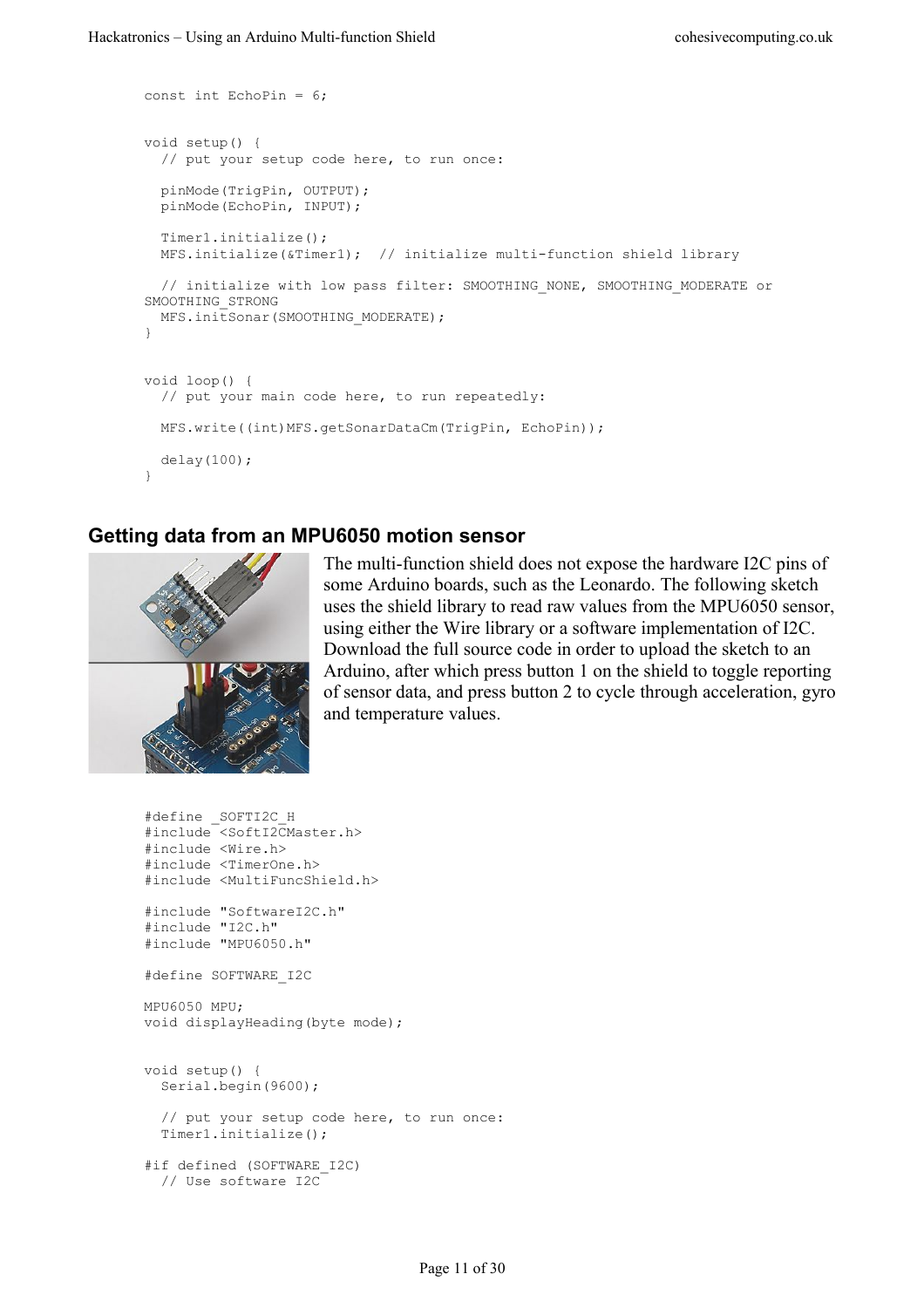```
const int EchoPin = 6;


void setup() {
  // put your setup code here, to run once:

  pinMode(TrigPin, OUTPUT);
  pinMode(EchoPin, INPUT);

  Timer1.initialize();
  MFS.initialize(&Timer1);  // initialize multi-function shield library

  // initialize with low pass filter: SMOOTHING_NONE, SMOOTHING_MODERATE or 
SMOOTHING_STRONG
  MFS.initSonar(SMOOTHING_MODERATE);
}


void loop() {
  // put your main code here, to run repeatedly:

  MFS.write((int)MFS.getSonarDataCm(TrigPin, EchoPin));

  delay(100);
}
```

## Getting data from an MPU6050 motion sensor

The multi-function shield does not expose the hardware I2C pins of some Arduino boards, such as the Leonardo. The following sketch uses the shield library to read raw values from the MPU6050 sensor, using either the Wire library or a software implementation of I2C. Download the full source code in order to upload the sketch to an Arduino, after which press button 1 on the shield to toggle reporting of sensor data, and press button 2 to cycle through acceleration, gyro and temperature values.

```
#define _SOFTI2C_H
#include <SoftI2CMaster.h>
#include <Wire.h>
#include <TimerOne.h>
#include <MultiFuncShield.h>

#include "SoftwareI2C.h"
#include "I2C.h"
#include "MPU6050.h"

#define SOFTWARE_I2C

MPU6050 MPU;
void displayHeading(byte mode);


void setup() {
  Serial.begin(9600);

  // put your setup code here, to run once:
  Timer1.initialize();

#if defined (SOFTWARE_I2C)
  // Use software I2C
```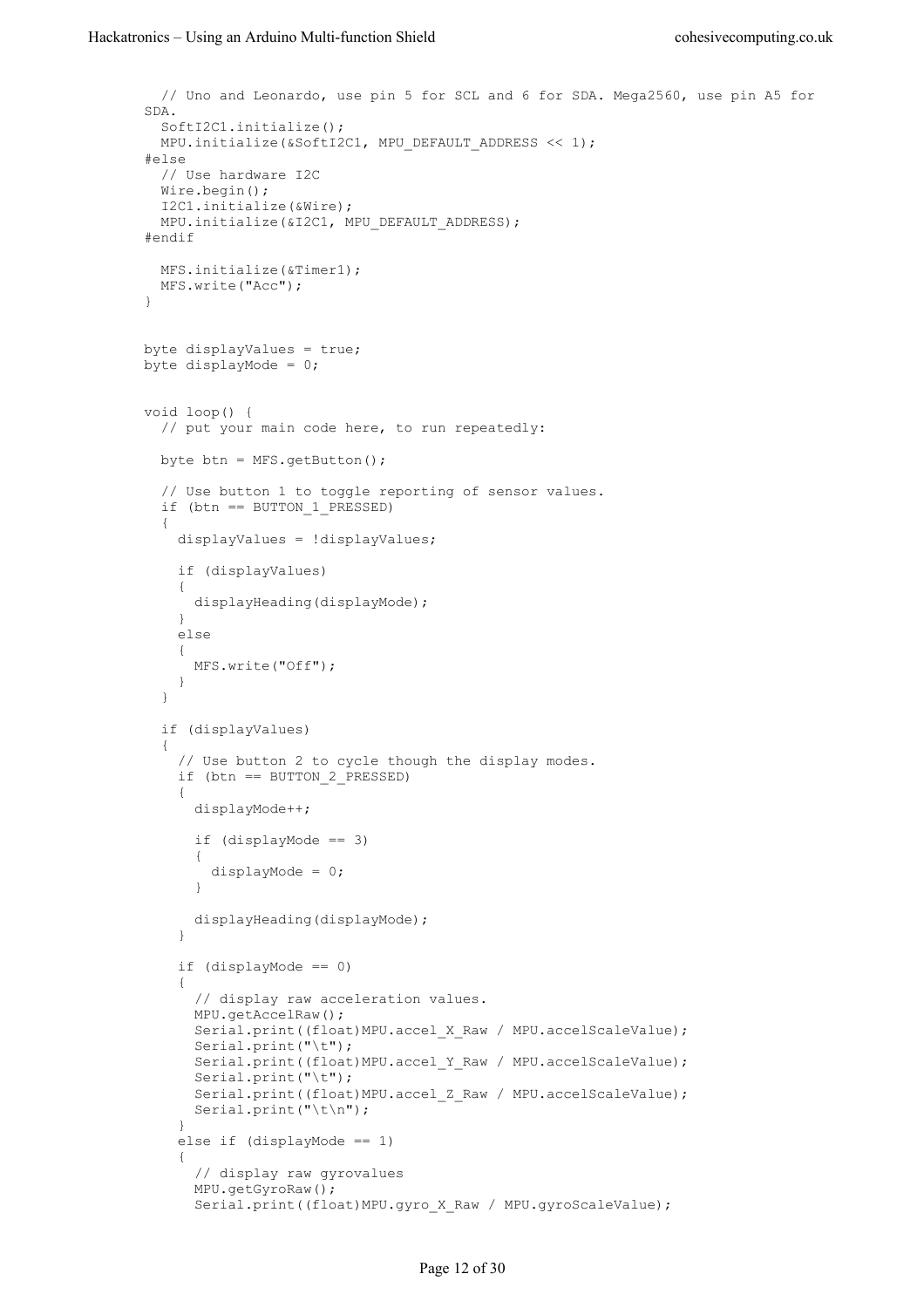```
  // Uno and Leonardo, use pin 5 for SCL and 6 for SDA. Mega2560, use pin A5 for
SDA.
  SoftI2C1.initialize();
  MPU.initialize(&SoftI2C1, MPU_DEFAULT_ADDRESS << 1);
#else
  // Use hardware I2C
  Wire.begin();
  I2C1.initialize(&Wire);
  MPU.initialize(&I2C1, MPU_DEFAULT_ADDRESS);
#endif

  MFS.initialize(&Timer1);
  MFS.write("Acc");
}


byte displayValues = true;
byte displayMode = 0;


void loop() {
  // put your main code here, to run repeatedly:

  byte btn = MFS.getButton();

  // Use button 1 to toggle reporting of sensor values.
  if (btn == BUTTON_1_PRESSED)
  {
    displayValues = !displayValues;

    if (displayValues)
    {
      displayHeading(displayMode);
    }
    else
    {
      MFS.write("Off");
    }
  }

  if (displayValues)
  {
    // Use button 2 to cycle though the display modes.
    if (btn == BUTTON_2_PRESSED)
    {
      displayMode++;

      if (displayMode == 3)
      {
        displayMode = 0;
      }

      displayHeading(displayMode);
    }

    if (displayMode == 0)
    {
      // display raw acceleration values.
      MPU.getAccelRaw();
      Serial.print((float)MPU.accel_X_Raw / MPU.accelScaleValue);
      Serial.print("\t");
      Serial.print((float)MPU.accel_Y_Raw / MPU.accelScaleValue);
      Serial.print("\t");
      Serial.print((float)MPU.accel_Z_Raw / MPU.accelScaleValue);
      Serial.print("\t\n");
    }
    else if (displayMode == 1)
    {
      // display raw gyrovalues
      MPU.getGyroRaw();
      Serial.print((float)MPU.gyro_X_Raw / MPU.gyroScaleValue);
```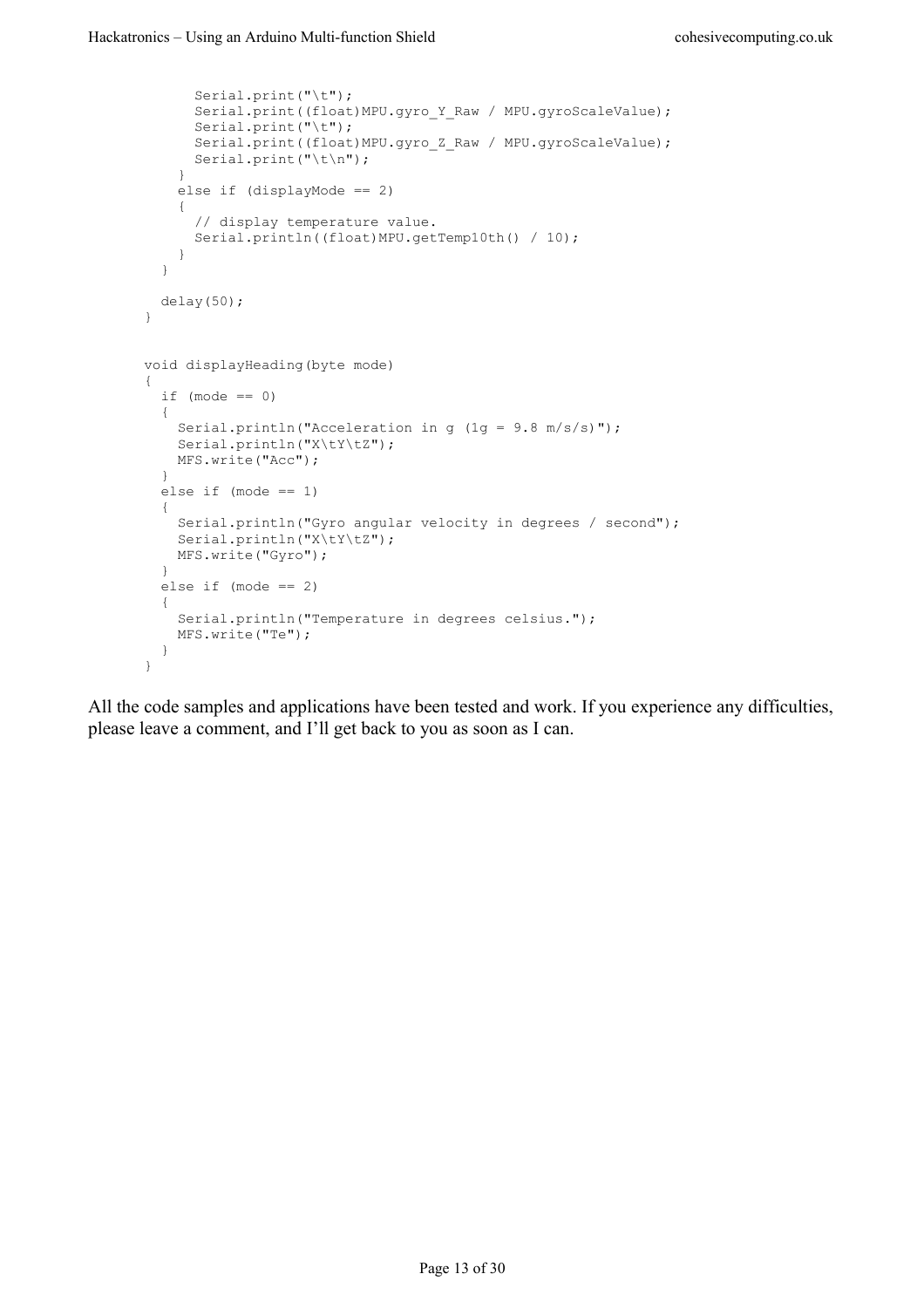```
      Serial.print("\t");
      Serial.print((float)MPU.gyro_Y_Raw / MPU.gyroScaleValue);
      Serial.print("\t");
      Serial.print((float)MPU.gyro_Z_Raw / MPU.gyroScaleValue);
      Serial.print("\t\n");
    }
    else if (displayMode == 2)
    {
      // display temperature value.
      Serial.println((float)MPU.getTemp10th() / 10);
    }
  }

  delay(50);
}


void displayHeading(byte mode)
{
  if (mode == 0)
  {
    Serial.println("Acceleration in g (1g = 9.8 m/s/s)");
    Serial.println("X\tY\tZ");
    MFS.write("Acc");
  }
  else if (mode == 1)
  {
    Serial.println("Gyro angular velocity in degrees / second");
    Serial.println("X\tY\tZ");
    MFS.write("Gyro");
  }
  else if (mode == 2)
  {
    Serial.println("Temperature in degrees celsius.");
    MFS.write("Te");
  }
}
```

All the code samples and applications have been tested and work. If you experience any difficulties, please leave a comment, and I'll get back to you as soon as I can.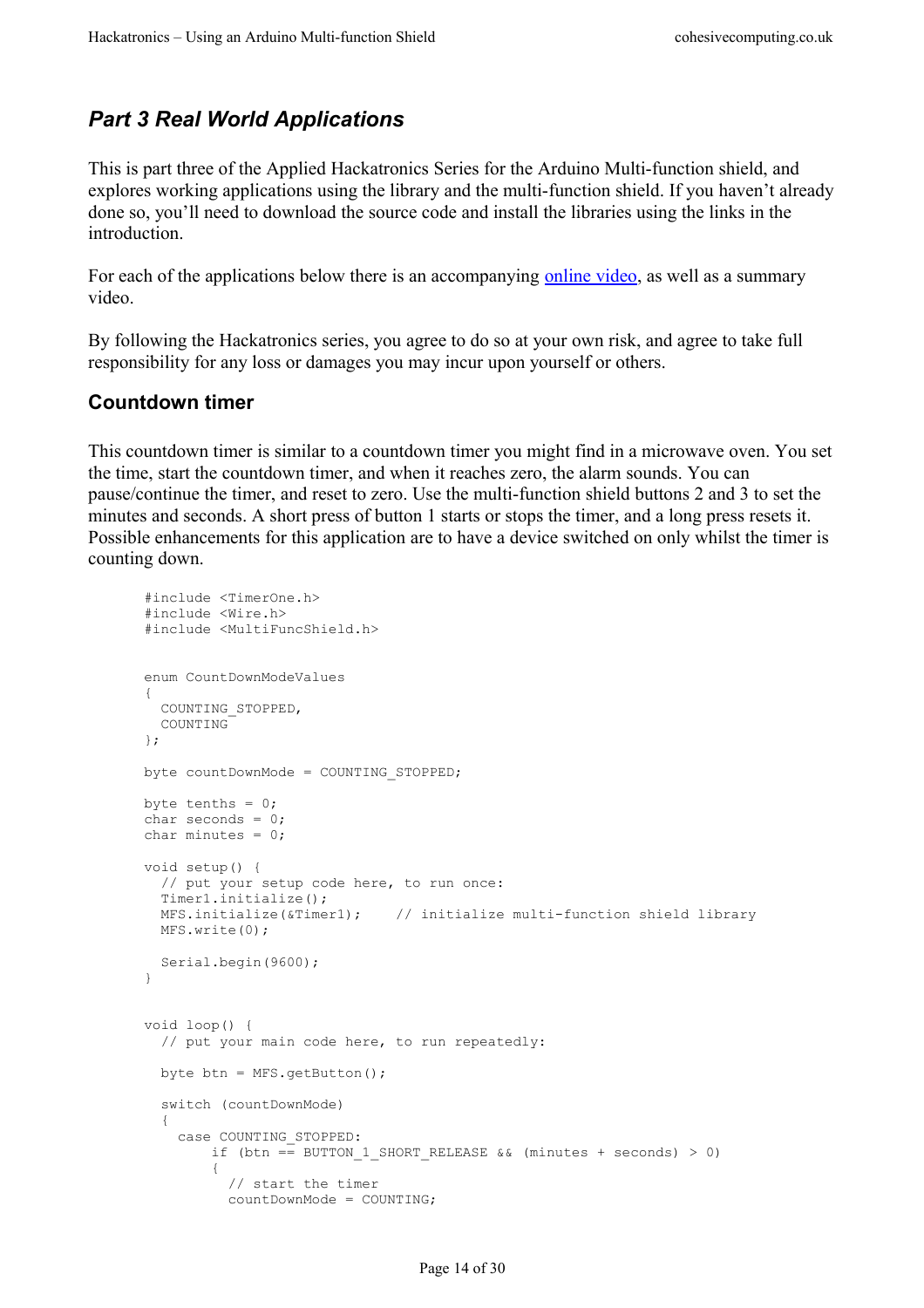## *Part 3 Real World Applications*

This is part three of the Applied Hackatronics Series for the Arduino Multi-function shield, and explores working applications using the library and the multi-function shield. If you haven't already done so, you'll need to download the source code and install the libraries using the links in the introduction.

For each of the applications below there is an accompanying online video, as well as a summary video.

By following the Hackatronics series, you agree to do so at your own risk, and agree to take full responsibility for any loss or damages you may incur upon yourself or others.

### Countdown timer

This countdown timer is similar to a countdown timer you might find in a microwave oven. You set the time, start the countdown timer, and when it reaches zero, the alarm sounds. You can pause/continue the timer, and reset to zero. Use the multi-function shield buttons 2 and 3 to set the minutes and seconds. A short press of button 1 starts or stops the timer, and a long press resets it. Possible enhancements for this application are to have a device switched on only whilst the timer is counting down.

```
#include <TimerOne.h>
#include <Wire.h>
#include <MultiFuncShield.h>


enum CountDownModeValues
{
  COUNTING_STOPPED,
  COUNTING
};

byte countDownMode = COUNTING_STOPPED;

byte tenths = 0;
char seconds = 0;
char minutes = 0;

void setup() {
  // put your setup code here, to run once:
  Timer1.initialize();
  MFS.initialize(&Timer1);    // initialize multi-function shield library
  MFS.write(0);

  Serial.begin(9600);
}


void loop() {
  // put your main code here, to run repeatedly:

  byte btn = MFS.getButton();

  switch (countDownMode)
  {
    case COUNTING_STOPPED:
        if (btn == BUTTON_1_SHORT_RELEASE && (minutes + seconds) > 0)
        {
          // start the timer
          countDownMode = COUNTING;
```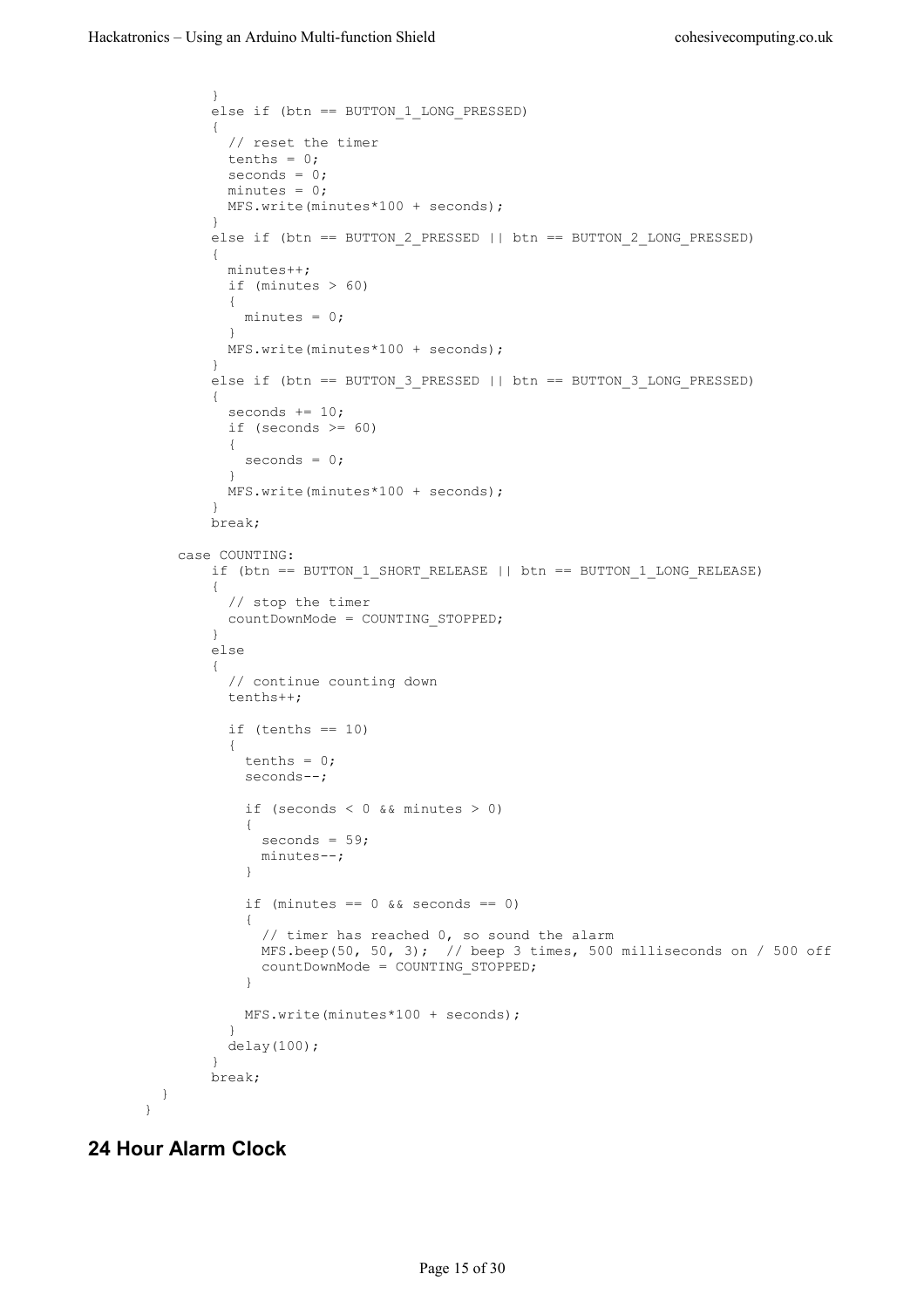```
        }
        else if (btn == BUTTON_1_LONG_PRESSED)
        {
          // reset the timer
          tenths = 0;
          seconds = 0;
          minutes = 0;
          MFS.write(minutes*100 + seconds);
        }
        else if (btn == BUTTON_2_PRESSED || btn == BUTTON_2_LONG_PRESSED)
        {
          minutes++;
          if (minutes > 60)
          {
            minutes = 0;
          }
          MFS.write(minutes*100 + seconds);
        }
        else if (btn == BUTTON_3_PRESSED || btn == BUTTON_3_LONG_PRESSED)
        {
          seconds += 10;
          if (seconds >= 60)
          {
            seconds = 0;
          }
          MFS.write(minutes*100 + seconds);
        }
        break;

    case COUNTING:
        if (btn == BUTTON_1_SHORT_RELEASE || btn == BUTTON_1_LONG_RELEASE)
        {
          // stop the timer
          countDownMode = COUNTING_STOPPED;
        }
        else
        {
          // continue counting down
          tenths++;

          if (tenths == 10)
          {
            tenths = 0;
            seconds--;

            if (seconds < 0 && minutes > 0)
            {
              seconds = 59;
              minutes--;
            }

            if (minutes == 0 && seconds == 0)
            {
              // timer has reached 0, so sound the alarm
              MFS.beep(50, 50, 3);  // beep 3 times, 500 milliseconds on / 500 off
              countDownMode = COUNTING_STOPPED;
            }

            MFS.write(minutes*100 + seconds);
          }
          delay(100);
        }
        break;
  }
}
```

## 24 Hour Alarm Clock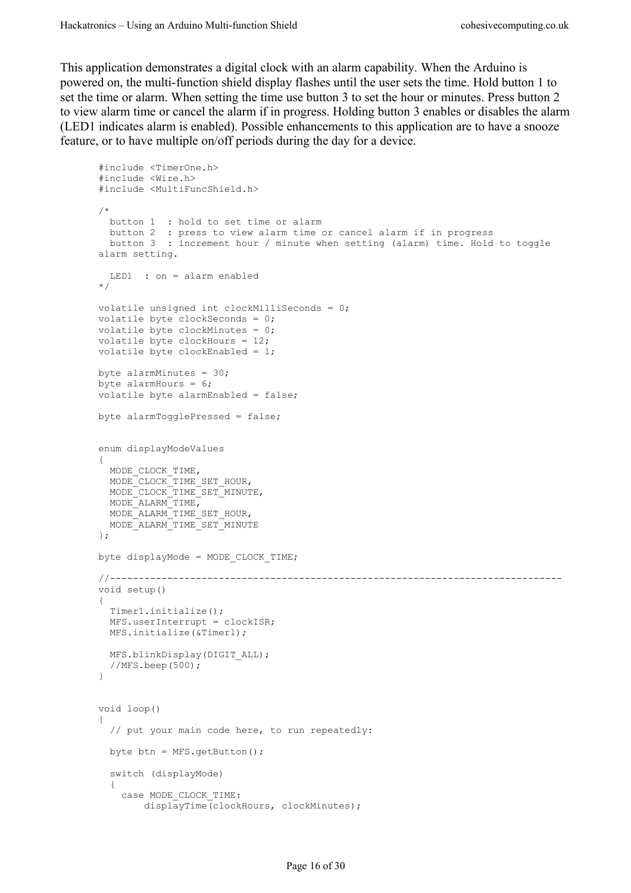This application demonstrates a digital clock with an alarm capability. When the Arduino is powered on, the multi-function shield display flashes until the user sets the time. Hold button 1 to set the time or alarm. When setting the time use button 3 to set the hour or minutes. Press button 2 to view alarm time or cancel the alarm if in progress. Holding button 3 enables or disables the alarm (LED1 indicates alarm is enabled). Possible enhancements to this application are to have a snooze feature, or to have multiple on/off periods during the day for a device.

```
#include <TimerOne.h>
#include <Wire.h>
#include <MultiFuncShield.h>

/*
  button 1  : hold to set time or alarm
  button 2  : press to view alarm time or cancel alarm if in progress
  button 3  : increment hour / minute when setting (alarm) time. Hold to toggle
alarm setting.

  LED1  : on = alarm enabled
*/

volatile unsigned int clockMilliSeconds = 0;
volatile byte clockSeconds = 0;
volatile byte clockMinutes = 0;
volatile byte clockHours = 12;
volatile byte clockEnabled = 1;

byte alarmMinutes = 30;
byte alarmHours = 6;
volatile byte alarmEnabled = false;

byte alarmTogglePressed = false;


enum displayModeValues
{
  MODE_CLOCK_TIME,
  MODE_CLOCK_TIME_SET_HOUR,
  MODE_CLOCK_TIME_SET_MINUTE,
  MODE_ALARM_TIME,
  MODE_ALARM_TIME_SET_HOUR,
  MODE_ALARM_TIME_SET_MINUTE
};

byte displayMode = MODE_CLOCK_TIME;

//-------------------------------------------------------------------------------
void setup()
{
  Timer1.initialize();
  MFS.userInterrupt = clockISR;
  MFS.initialize(&Timer1);

  MFS.blinkDisplay(DIGIT_ALL);
  //MFS.beep(500);
}


void loop()
{
  // put your main code here, to run repeatedly:

  byte btn = MFS.getButton();

  switch (displayMode)
  {
    case MODE_CLOCK_TIME:
        displayTime(clockHours, clockMinutes);
```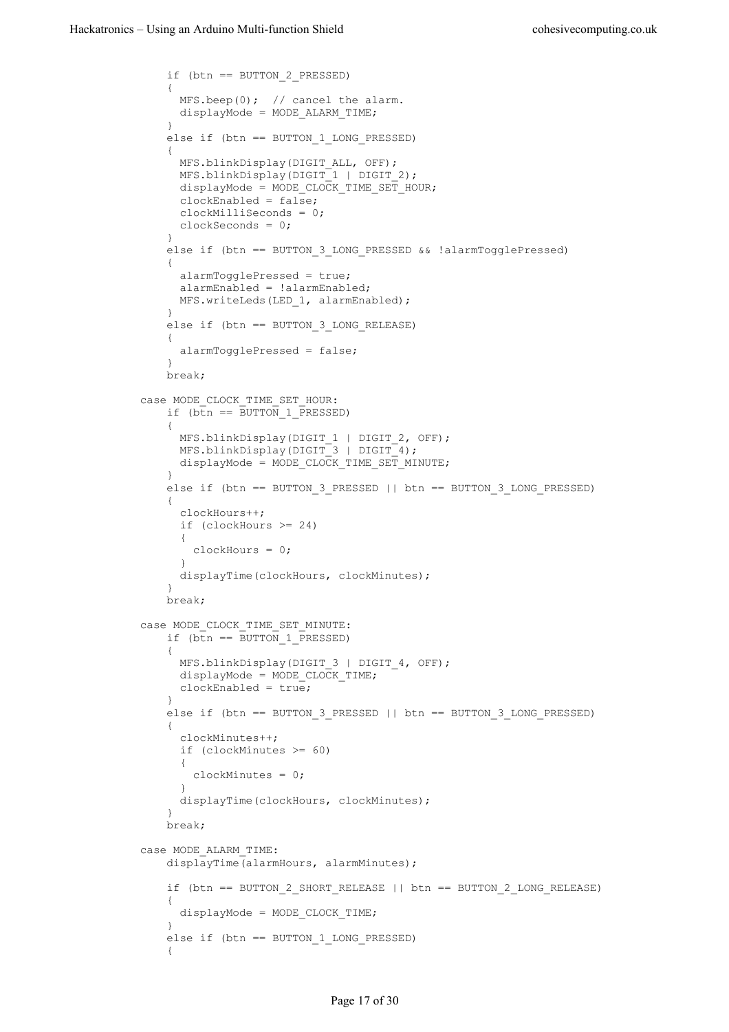```
        if (btn == BUTTON_2_PRESSED)
        {
          MFS.beep(0);  // cancel the alarm.
          displayMode = MODE_ALARM_TIME;
        }
        else if (btn == BUTTON_1_LONG_PRESSED)
        {
          MFS.blinkDisplay(DIGIT_ALL, OFF);
          MFS.blinkDisplay(DIGIT_1 | DIGIT_2);
          displayMode = MODE_CLOCK_TIME_SET_HOUR;
          clockEnabled = false;
          clockMilliSeconds = 0;
          clockSeconds = 0;
        }
        else if (btn == BUTTON_3_LONG_PRESSED && !alarmTogglePressed)
        {
          alarmTogglePressed = true;
          alarmEnabled = !alarmEnabled;
          MFS.writeLeds(LED_1, alarmEnabled);
        }
        else if (btn == BUTTON_3_LONG_RELEASE)
        {
          alarmTogglePressed = false;
        }
        break;

    case MODE_CLOCK_TIME_SET_HOUR:
        if (btn == BUTTON_1_PRESSED)
        {
          MFS.blinkDisplay(DIGIT_1 | DIGIT_2, OFF);
          MFS.blinkDisplay(DIGIT_3 | DIGIT_4);
          displayMode = MODE_CLOCK_TIME_SET_MINUTE;
        }
        else if (btn == BUTTON_3_PRESSED || btn == BUTTON_3_LONG_PRESSED)
        {
          clockHours++;
          if (clockHours >= 24)
          {
            clockHours = 0;
          }
          displayTime(clockHours, clockMinutes);
        }
        break;

    case MODE_CLOCK_TIME_SET_MINUTE:
        if (btn == BUTTON_1_PRESSED)
        {
          MFS.blinkDisplay(DIGIT_3 | DIGIT_4, OFF);
          displayMode = MODE_CLOCK_TIME;
          clockEnabled = true;
        }
        else if (btn == BUTTON_3_PRESSED || btn == BUTTON_3_LONG_PRESSED)
        {
          clockMinutes++;
          if (clockMinutes >= 60)
          {
            clockMinutes = 0;
          }
          displayTime(clockHours, clockMinutes);
        }
        break;

    case MODE_ALARM_TIME:
        displayTime(alarmHours, alarmMinutes);

        if (btn == BUTTON_2_SHORT_RELEASE || btn == BUTTON_2_LONG_RELEASE)
        {
          displayMode = MODE_CLOCK_TIME;
        }
        else if (btn == BUTTON_1_LONG_PRESSED)
        {
```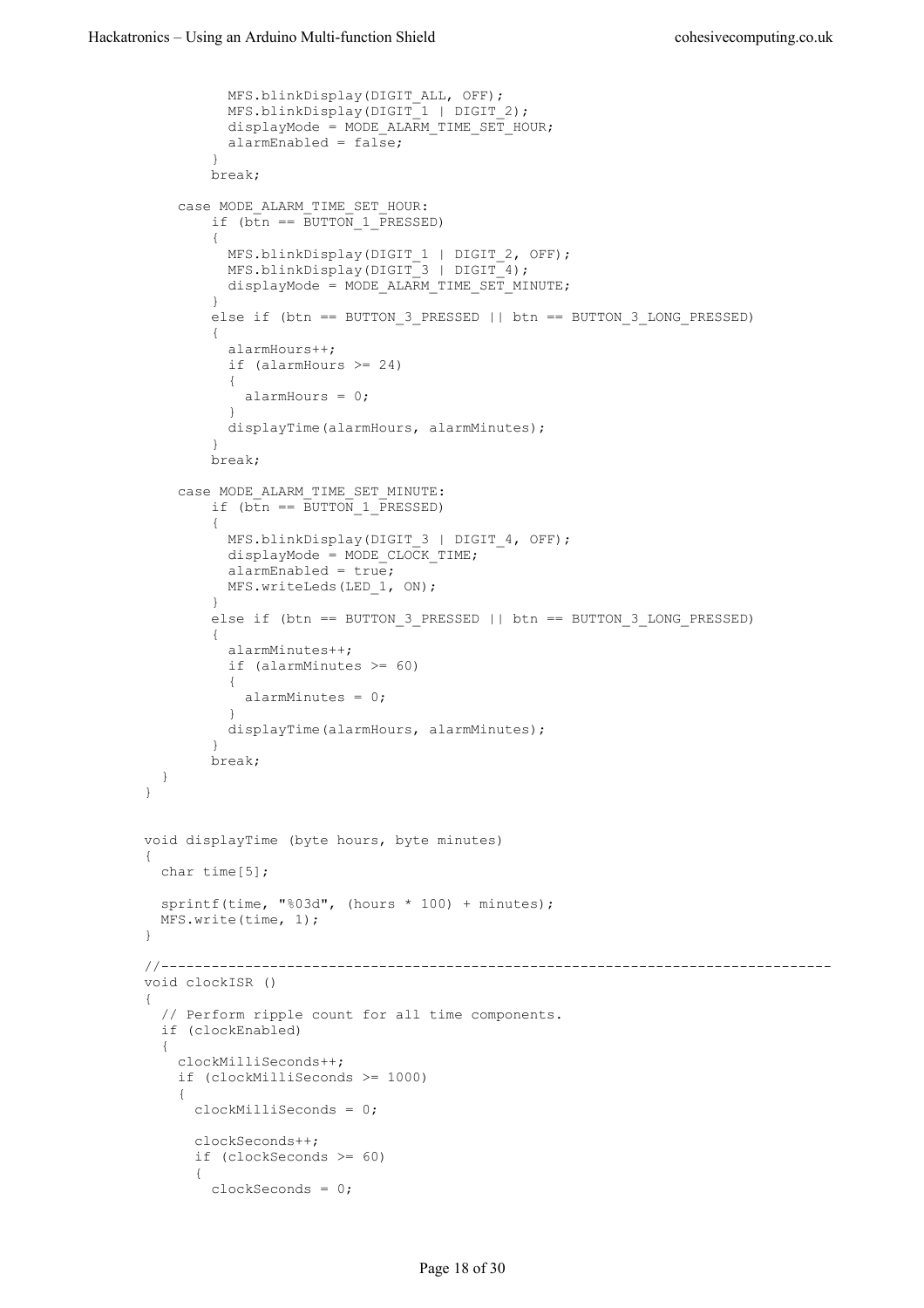```
          MFS.blinkDisplay(DIGIT_ALL, OFF);
          MFS.blinkDisplay(DIGIT_1 | DIGIT_2);
          displayMode = MODE_ALARM_TIME_SET_HOUR;
          alarmEnabled = false;
        }
        break;

    case MODE_ALARM_TIME_SET_HOUR:
        if (btn == BUTTON_1_PRESSED)
        {
          MFS.blinkDisplay(DIGIT_1 | DIGIT_2, OFF);
          MFS.blinkDisplay(DIGIT_3 | DIGIT_4);
          displayMode = MODE_ALARM_TIME_SET_MINUTE;
        }
        else if (btn == BUTTON_3_PRESSED || btn == BUTTON_3_LONG_PRESSED)
        {
          alarmHours++;
          if (alarmHours >= 24)
          {
            alarmHours = 0;
          }
          displayTime(alarmHours, alarmMinutes);
        }
        break;

    case MODE_ALARM_TIME_SET_MINUTE:
        if (btn == BUTTON_1_PRESSED)
        {
          MFS.blinkDisplay(DIGIT_3 | DIGIT_4, OFF);
          displayMode = MODE_CLOCK_TIME;
          alarmEnabled = true;
          MFS.writeLeds(LED_1, ON);
        }
        else if (btn == BUTTON_3_PRESSED || btn == BUTTON_3_LONG_PRESSED)
        {
          alarmMinutes++;
          if (alarmMinutes >= 60)
          {
            alarmMinutes = 0;
          }
          displayTime(alarmHours, alarmMinutes);
        }
        break;
  }
}


void displayTime (byte hours, byte minutes)
{
  char time[5];

  sprintf(time, "%03d", (hours * 100) + minutes);
  MFS.write(time, 1);
}

//----------------------------------------------------------------------------
void clockISR ()
{
  // Perform ripple count for all time components.
  if (clockEnabled)
  {
    clockMilliSeconds++;
    if (clockMilliSeconds >= 1000)
    {
      clockMilliSeconds = 0;

      clockSeconds++;
      if (clockSeconds >= 60)
      {
        clockSeconds = 0;
```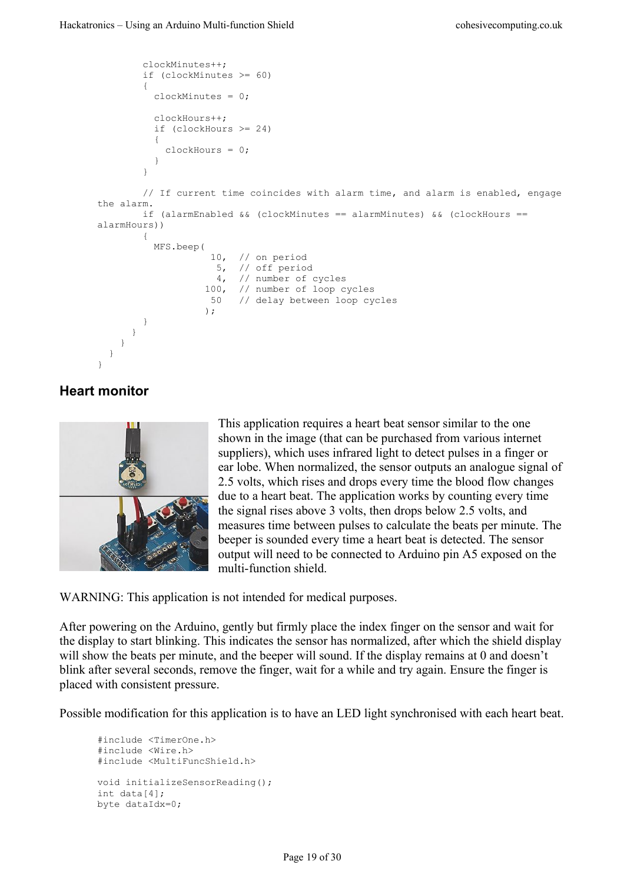```
        clockMinutes++;
        if (clockMinutes >= 60)
        {
          clockMinutes = 0;

          clockHours++;
          if (clockHours >= 24)
          {
            clockHours = 0;
          }
        }

        // If current time coincides with alarm time, and alarm is enabled, engage
the alarm.
        if (alarmEnabled && (clockMinutes == alarmMinutes) && (clockHours ==
alarmHours))
        {
          MFS.beep(
                    10,  // on period
                     5,  // off period
                     4,  // number of cycles
                   100,  // number of loop cycles
                    50   // delay between loop cycles
                   );
        }
      }
    }
  }
}
```

## Heart monitor

This application requires a heart beat sensor similar to the one shown in the image (that can be purchased from various internet suppliers), which uses infrared light to detect pulses in a finger or ear lobe. When normalized, the sensor outputs an analogue signal of 2.5 volts, which rises and drops every time the blood flow changes due to a heart beat. The application works by counting every time the signal rises above 3 volts, then drops below 2.5 volts, and measures time between pulses to calculate the beats per minute. The beeper is sounded every time a heart beat is detected. The sensor output will need to be connected to Arduino pin A5 exposed on the multi-function shield.

WARNING: This application is not intended for medical purposes.

After powering on the Arduino, gently but firmly place the index finger on the sensor and wait for the display to start blinking. This indicates the sensor has normalized, after which the shield display will show the beats per minute, and the beeper will sound. If the display remains at 0 and doesn't blink after several seconds, remove the finger, wait for a while and try again. Ensure the finger is placed with consistent pressure.

Possible modification for this application is to have an LED light synchronised with each heart beat.

```
#include <TimerOne.h>
#include <Wire.h>
#include <MultiFuncShield.h>

void initializeSensorReading();
int data[4];
byte dataIdx=0;
```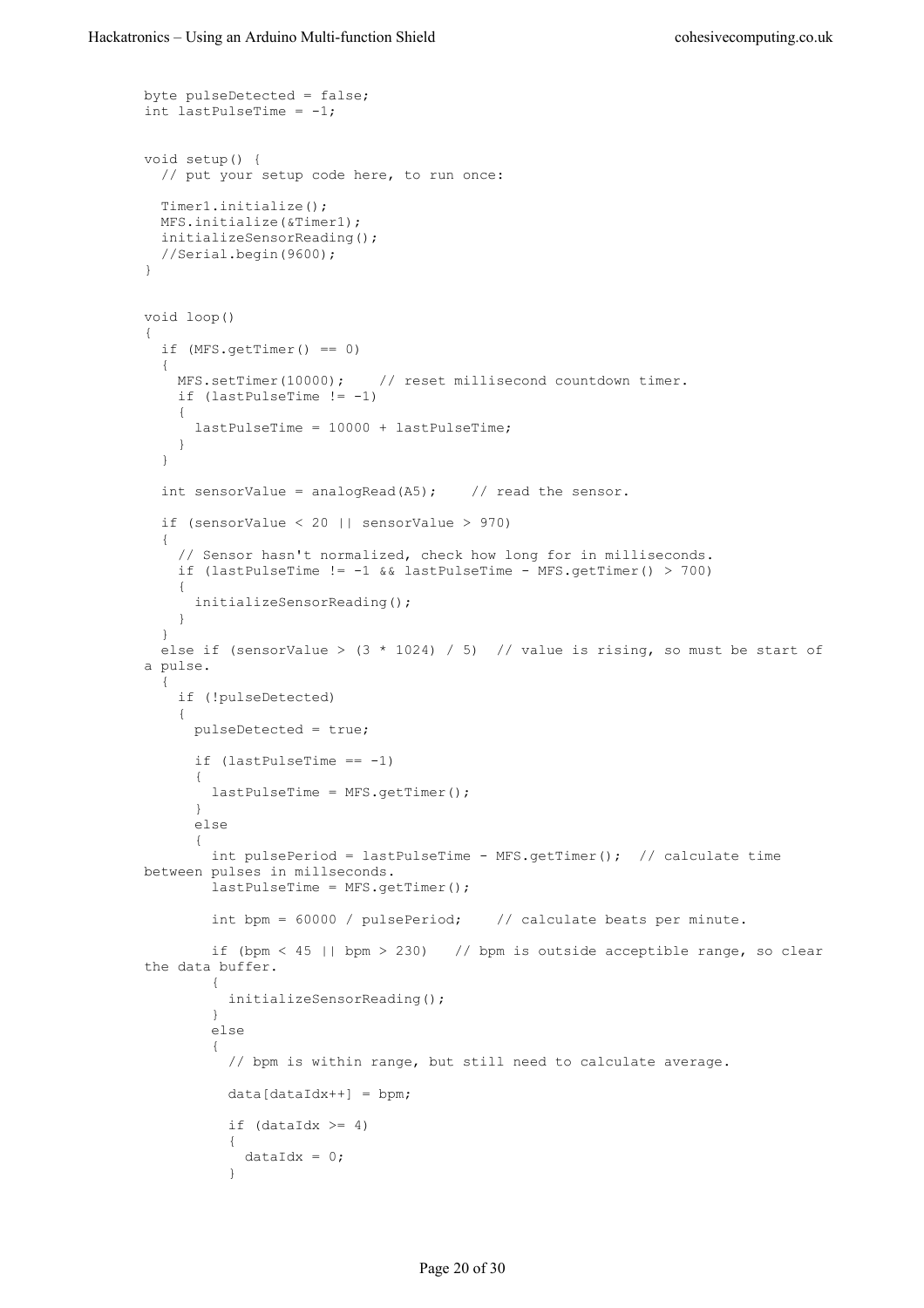```
byte pulseDetected = false;
int lastPulseTime = -1;


void setup() {
  // put your setup code here, to run once:

  Timer1.initialize();
  MFS.initialize(&Timer1);
  initializeSensorReading();
  //Serial.begin(9600);
}


void loop()
{
  if (MFS.getTimer() == 0)
  {
    MFS.setTimer(10000);    // reset millisecond countdown timer.
    if (lastPulseTime != -1)
    {
      lastPulseTime = 10000 + lastPulseTime;
    }
  }

  int sensorValue = analogRead(A5);    // read the sensor.

  if (sensorValue < 20 || sensorValue > 970)
  {
    // Sensor hasn't normalized, check how long for in milliseconds.
    if (lastPulseTime != -1 && lastPulseTime - MFS.getTimer() > 700)
    {
      initializeSensorReading();
    }
  }
  else if (sensorValue > (3 * 1024) / 5)  // value is rising, so must be start of
a pulse.
  {
    if (!pulseDetected)
    {
      pulseDetected = true;

      if (lastPulseTime == -1)
      {
        lastPulseTime = MFS.getTimer();
      }
      else
      {
        int pulsePeriod = lastPulseTime - MFS.getTimer();  // calculate time
between pulses in millseconds.
        lastPulseTime = MFS.getTimer();

        int bpm = 60000 / pulsePeriod;    // calculate beats per minute.

        if (bpm < 45 || bpm > 230)   // bpm is outside acceptible range, so clear
the data buffer.
        {
          initializeSensorReading();
        }
        else
        {
          // bpm is within range, but still need to calculate average.

          data[dataIdx++] = bpm;

          if (dataIdx >= 4)
          {
            dataIdx = 0;
          }
```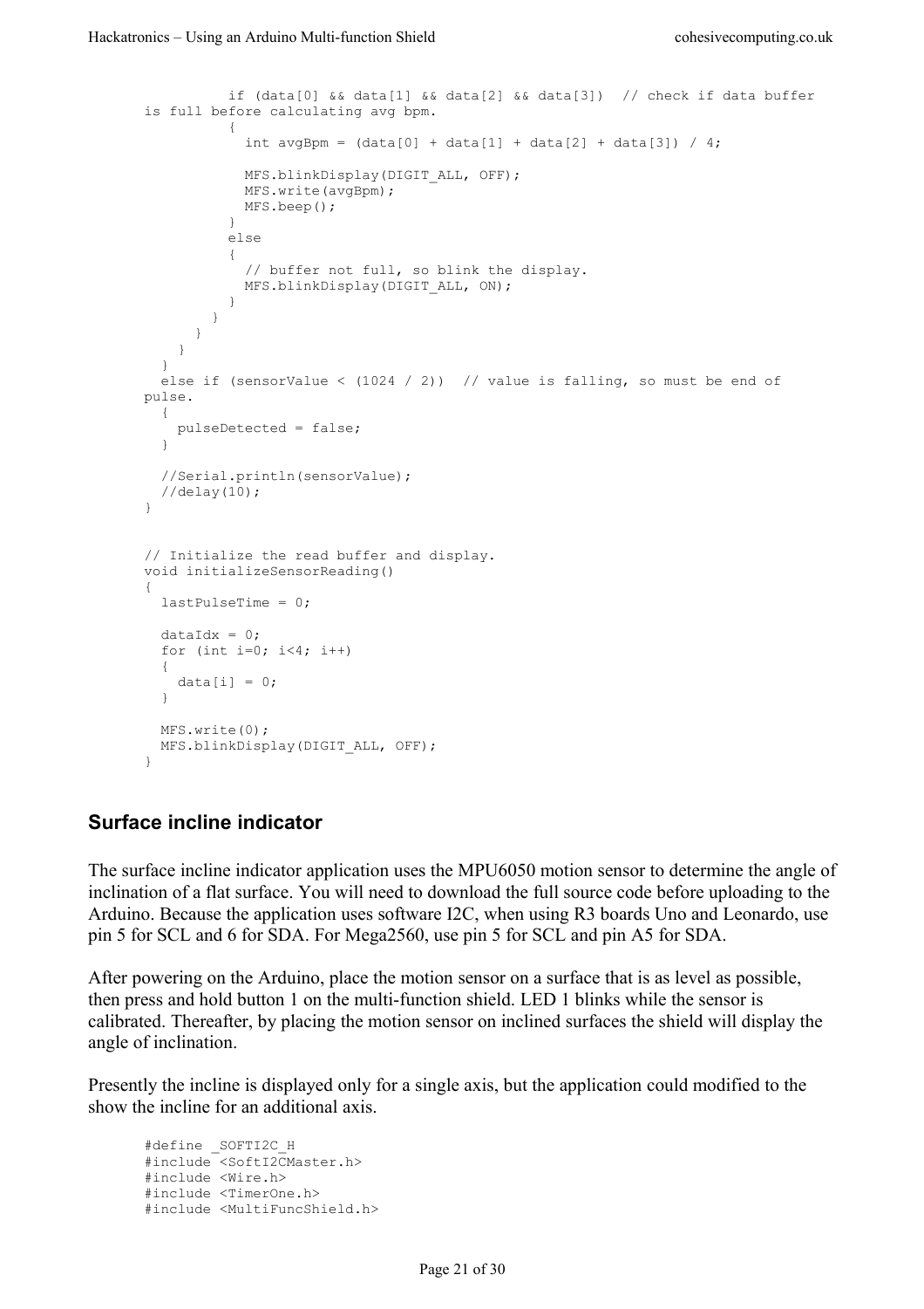```
          if (data[0] && data[1] && data[2] && data[3])  // check if data buffer is full before calculating avg bpm.
          {
            int avgBpm = (data[0] + data[1] + data[2] + data[3]) / 4;

            MFS.blinkDisplay(DIGIT_ALL, OFF);
            MFS.write(avgBpm);
            MFS.beep();
          }
          else
          {
            // buffer not full, so blink the display.
            MFS.blinkDisplay(DIGIT_ALL, ON);
          }
        }
      }
    }
  }
  else if (sensorValue < (1024 / 2))  // value is falling, so must be end of pulse.
  {
    pulseDetected = false;
  }

  //Serial.println(sensorValue);
  //delay(10);
}


// Initialize the read buffer and display.
void initializeSensorReading()
{
  lastPulseTime = 0;

  dataIdx = 0;
  for (int i=0; i<4; i++)
  {
    data[i] = 0;
  }

  MFS.write(0);
  MFS.blinkDisplay(DIGIT_ALL, OFF);
}
```

## Surface incline indicator

The surface incline indicator application uses the MPU6050 motion sensor to determine the angle of inclination of a flat surface. You will need to download the full source code before uploading to the Arduino. Because the application uses software I2C, when using R3 boards Uno and Leonardo, use pin 5 for SCL and 6 for SDA. For Mega2560, use pin 5 for SCL and pin A5 for SDA.

After powering on the Arduino, place the motion sensor on a surface that is as level as possible, then press and hold button 1 on the multi-function shield. LED 1 blinks while the sensor is calibrated. Thereafter, by placing the motion sensor on inclined surfaces the shield will display the angle of inclination.

Presently the incline is displayed only for a single axis, but the application could modified to the show the incline for an additional axis.

```
#define _SOFTI2C_H
#include <SoftI2CMaster.h>
#include <Wire.h>
#include <TimerOne.h>
#include <MultiFuncShield.h>
```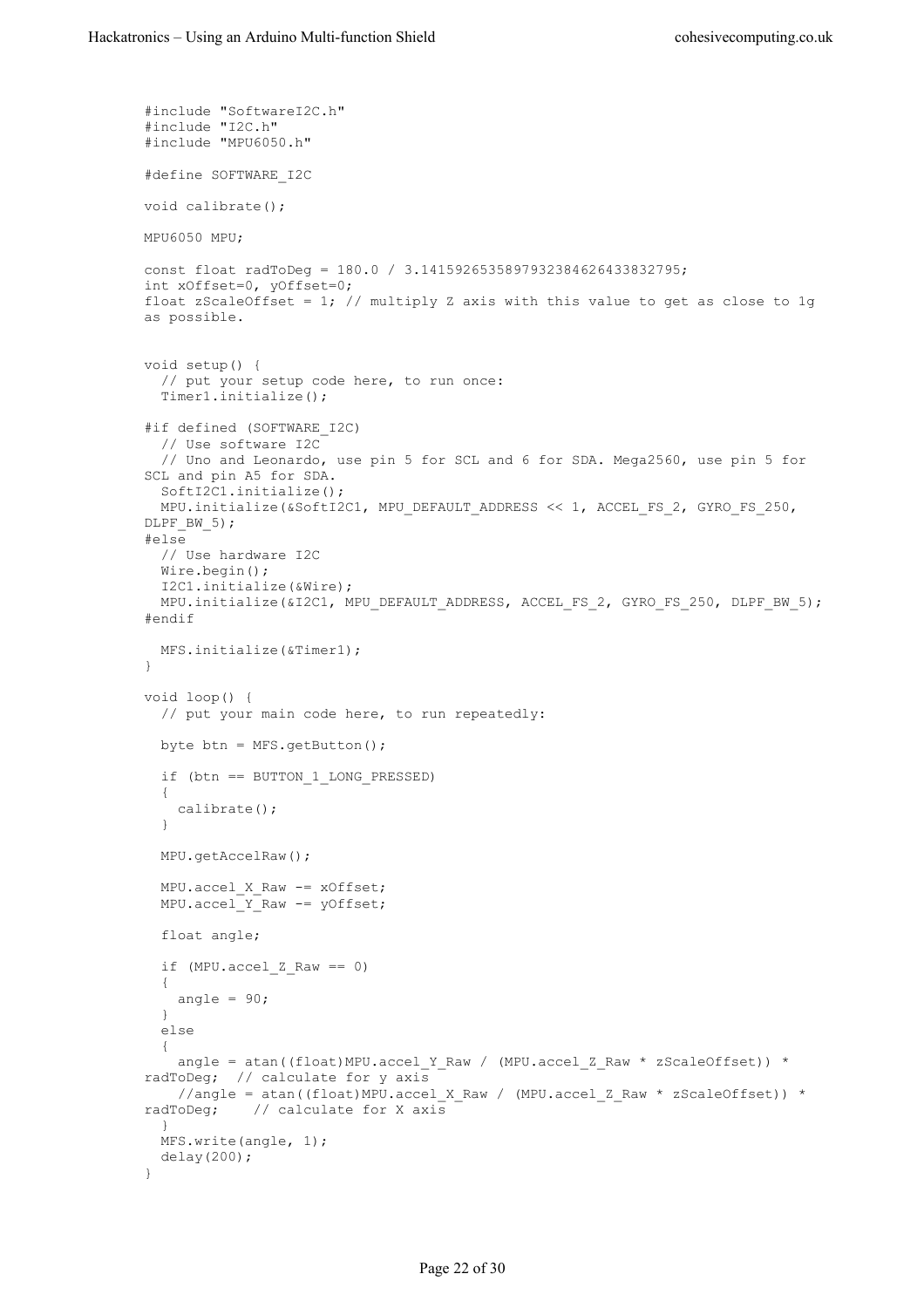```
#include "SoftwareI2C.h"
#include "I2C.h"
#include "MPU6050.h"

#define SOFTWARE_I2C

void calibrate();

MPU6050 MPU;

const float radToDeg = 180.0 / 3.1415926535897932384626433832795;
int xOffset=0, yOffset=0;
float zScaleOffset = 1; // multiply Z axis with this value to get as close to 1g
as possible.


void setup() {
  // put your setup code here, to run once:
  Timer1.initialize();

#if defined (SOFTWARE_I2C)
  // Use software I2C
  // Uno and Leonardo, use pin 5 for SCL and 6 for SDA. Mega2560, use pin 5 for
SCL and pin A5 for SDA.
  SoftI2C1.initialize();
  MPU.initialize(&SoftI2C1, MPU_DEFAULT_ADDRESS << 1, ACCEL_FS_2, GYRO_FS_250,
DLPF_BW_5);
#else
  // Use hardware I2C
  Wire.begin();
  I2C1.initialize(&Wire);
  MPU.initialize(&I2C1, MPU_DEFAULT_ADDRESS, ACCEL_FS_2, GYRO_FS_250, DLPF_BW_5);
#endif

  MFS.initialize(&Timer1);
}

void loop() {
  // put your main code here, to run repeatedly:

  byte btn = MFS.getButton();

  if (btn == BUTTON_1_LONG_PRESSED)
  {
    calibrate();
  }

  MPU.getAccelRaw();

  MPU.accel_X_Raw -= xOffset;
  MPU.accel_Y_Raw -= yOffset;

  float angle;

  if (MPU.accel_Z_Raw == 0)
  {
    angle = 90;
  }
  else
  {
    angle = atan((float)MPU.accel_Y_Raw / (MPU.accel_Z_Raw * zScaleOffset)) *
radToDeg;  // calculate for y axis
    //angle = atan((float)MPU.accel_X_Raw / (MPU.accel_Z_Raw * zScaleOffset)) *
radToDeg;    // calculate for X axis
  }
  MFS.write(angle, 1);
  delay(200);
}
```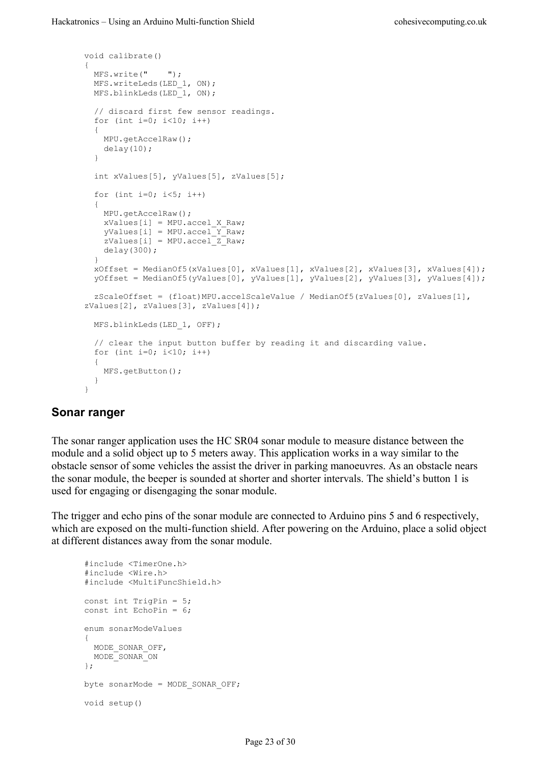```
void calibrate()
{
  MFS.write("    ");
  MFS.writeLeds(LED_1, ON);
  MFS.blinkLeds(LED_1, ON);

  // discard first few sensor readings.
  for (int i=0; i<10; i++)
  {
    MPU.getAccelRaw();
    delay(10);
  }

  int xValues[5], yValues[5], zValues[5];

  for (int i=0; i<5; i++)
  {
    MPU.getAccelRaw();
    xValues[i] = MPU.accel_X_Raw;
    yValues[i] = MPU.accel_Y_Raw;
    zValues[i] = MPU.accel_Z_Raw;
    delay(300);
  }
  xOffset = MedianOf5(xValues[0], xValues[1], xValues[2], xValues[3], xValues[4]);
  yOffset = MedianOf5(yValues[0], yValues[1], yValues[2], yValues[3], yValues[4]);

  zScaleOffset = (float)MPU.accelScaleValue / MedianOf5(zValues[0], zValues[1],
zValues[2], zValues[3], zValues[4]);

  MFS.blinkLeds(LED_1, OFF);

  // clear the input button buffer by reading it and discarding value.
  for (int i=0; i<10; i++)
  {
    MFS.getButton();
  }
}
```

## Sonar ranger

The sonar ranger application uses the HC SR04 sonar module to measure distance between the module and a solid object up to 5 meters away. This application works in a way similar to the obstacle sensor of some vehicles the assist the driver in parking manoeuvres. As an obstacle nears the sonar module, the beeper is sounded at shorter and shorter intervals. The shield's button 1 is used for engaging or disengaging the sonar module.

The trigger and echo pins of the sonar module are connected to Arduino pins 5 and 6 respectively, which are exposed on the multi-function shield. After powering on the Arduino, place a solid object at different distances away from the sonar module.

```
#include <TimerOne.h>
#include <Wire.h>
#include <MultiFuncShield.h>

const int TrigPin = 5;
const int EchoPin = 6;

enum sonarModeValues
{
  MODE_SONAR_OFF,
  MODE_SONAR_ON
};

byte sonarMode = MODE_SONAR_OFF;

void setup()
```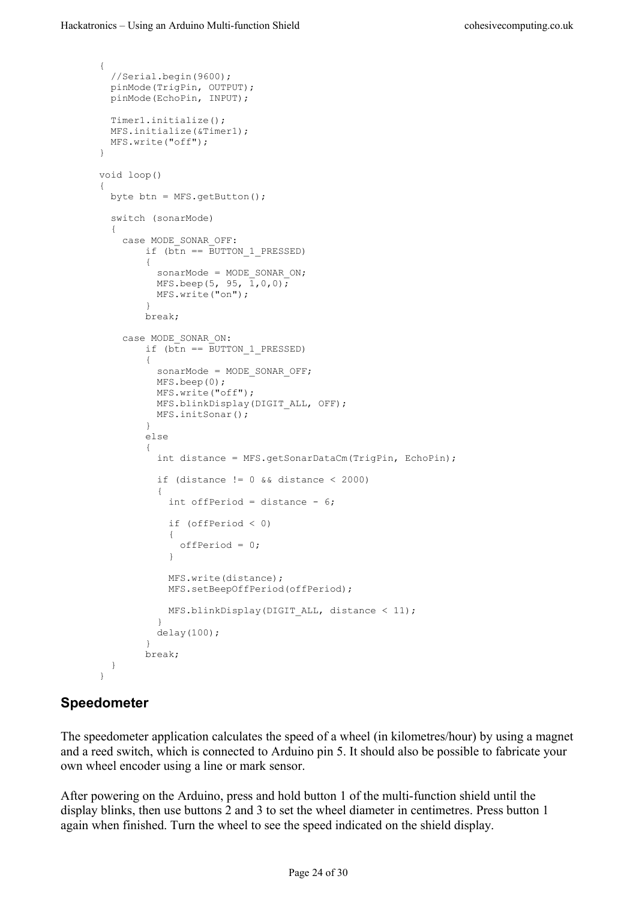```
{
  //Serial.begin(9600);
  pinMode(TrigPin, OUTPUT);
  pinMode(EchoPin, INPUT);

  Timer1.initialize();
  MFS.initialize(&Timer1);
  MFS.write("off");
}

void loop()
{
  byte btn = MFS.getButton();

  switch (sonarMode)
  {
    case MODE_SONAR_OFF:
        if (btn == BUTTON_1_PRESSED)
        {
          sonarMode = MODE_SONAR_ON;
          MFS.beep(5, 95, 1,0,0);
          MFS.write("on");
        }
        break;

    case MODE_SONAR_ON:
        if (btn == BUTTON_1_PRESSED)
        {
          sonarMode = MODE_SONAR_OFF;
          MFS.beep(0);
          MFS.write("off");
          MFS.blinkDisplay(DIGIT_ALL, OFF);
          MFS.initSonar();
        }
        else
        {
          int distance = MFS.getSonarDataCm(TrigPin, EchoPin);

          if (distance != 0 && distance < 2000)
          {
            int offPeriod = distance - 6;

            if (offPeriod < 0)
            {
              offPeriod = 0;
            }

            MFS.write(distance);
            MFS.setBeepOffPeriod(offPeriod);

            MFS.blinkDisplay(DIGIT_ALL, distance < 11);
          }
          delay(100);
        }
        break;
  }
}
```

## Speedometer

The speedometer application calculates the speed of a wheel (in kilometres/hour) by using a magnet and a reed switch, which is connected to Arduino pin 5. It should also be possible to fabricate your own wheel encoder using a line or mark sensor.

After powering on the Arduino, press and hold button 1 of the multi-function shield until the display blinks, then use buttons 2 and 3 to set the wheel diameter in centimetres. Press button 1 again when finished. Turn the wheel to see the speed indicated on the shield display.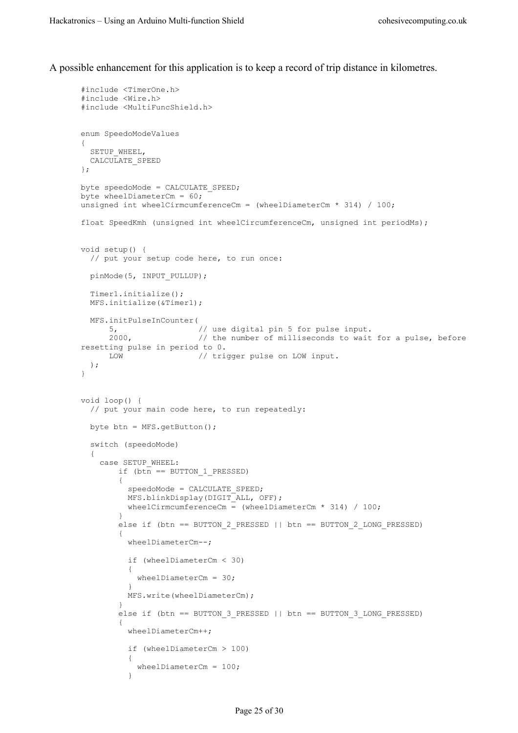A possible enhancement for this application is to keep a record of trip distance in kilometres.

```
#include <TimerOne.h>
#include <Wire.h>
#include <MultiFuncShield.h>


enum SpeedoModeValues
{
  SETUP_WHEEL,
  CALCULATE_SPEED
};

byte speedoMode = CALCULATE_SPEED;
byte wheelDiameterCm = 60;
unsigned int wheelCirmcumferenceCm = (wheelDiameterCm * 314) / 100;

float SpeedKmh (unsigned int wheelCircumferenceCm, unsigned int periodMs);


void setup() {
  // put your setup code here, to run once:

  pinMode(5, INPUT_PULLUP);

  Timer1.initialize();
  MFS.initialize(&Timer1);

  MFS.initPulseInCounter(
      5,                // use digital pin 5 for pulse input.
      2000,             // the number of milliseconds to wait for a pulse, before
resetting pulse in period to 0.
      LOW               // trigger pulse on LOW input.
  );
}


void loop() {
  // put your main code here, to run repeatedly:

  byte btn = MFS.getButton();

  switch (speedoMode)
  {
    case SETUP_WHEEL:
        if (btn == BUTTON_1_PRESSED)
        {
          speedoMode = CALCULATE_SPEED;
          MFS.blinkDisplay(DIGIT_ALL, OFF);
          wheelCirmcumferenceCm = (wheelDiameterCm * 314) / 100;
        }
        else if (btn == BUTTON_2_PRESSED || btn == BUTTON_2_LONG_PRESSED)
        {
          wheelDiameterCm--;

          if (wheelDiameterCm < 30)
          {
            wheelDiameterCm = 30;
          }
          MFS.write(wheelDiameterCm);
        }
        else if (btn == BUTTON_3_PRESSED || btn == BUTTON_3_LONG_PRESSED)
        {
          wheelDiameterCm++;

          if (wheelDiameterCm > 100)
          {
            wheelDiameterCm = 100;
          }
```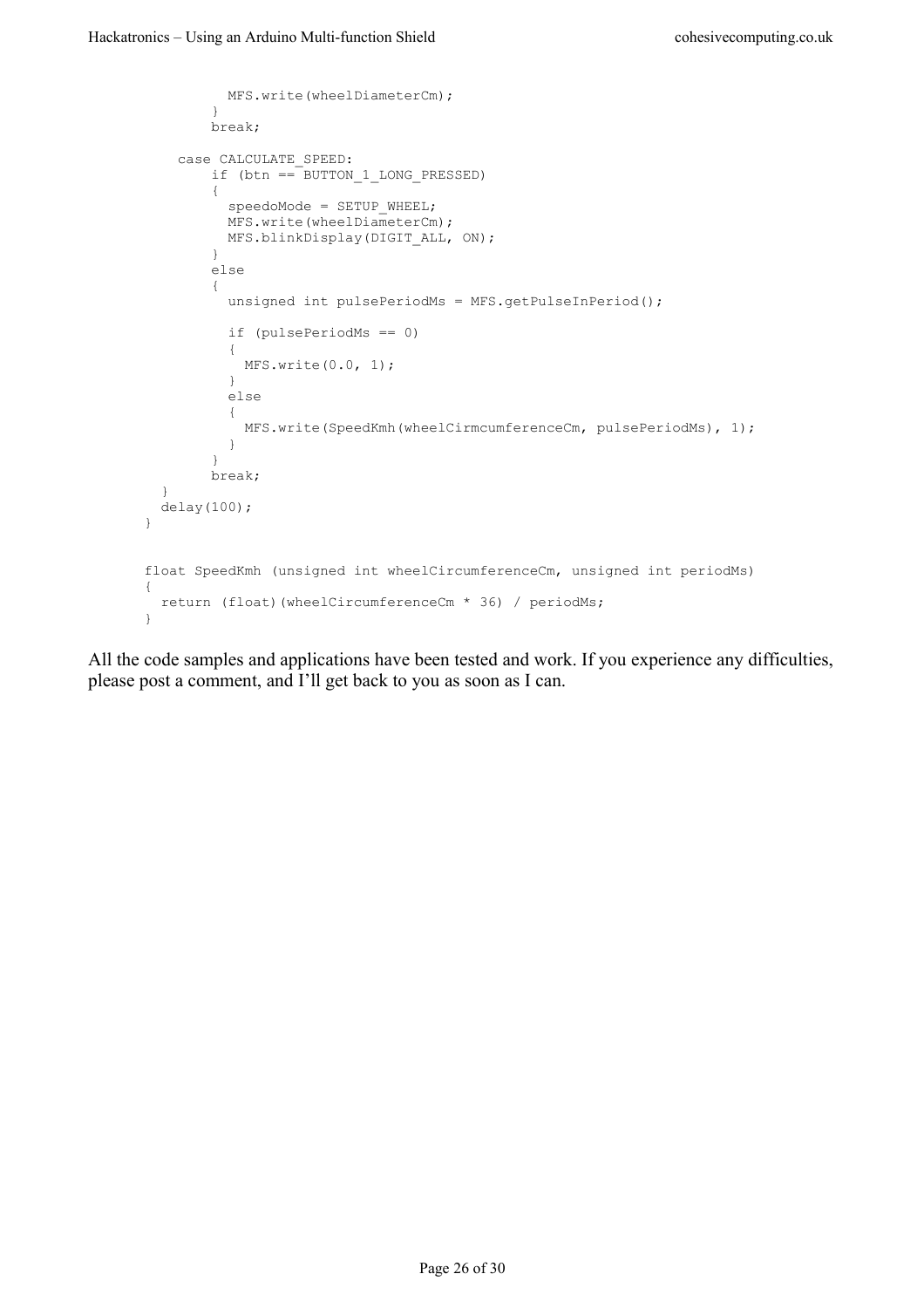```
        MFS.write(wheelDiameterCm);
      }
      break;

    case CALCULATE_SPEED:
      if (btn == BUTTON_1_LONG_PRESSED)
      {
        speedoMode = SETUP_WHEEL;
        MFS.write(wheelDiameterCm);
        MFS.blinkDisplay(DIGIT_ALL, ON);
      }
      else
      {
        unsigned int pulsePeriodMs = MFS.getPulseInPeriod();

        if (pulsePeriodMs == 0)
        {
          MFS.write(0.0, 1);
        }
        else
        {
          MFS.write(SpeedKmh(wheelCirmcumferenceCm, pulsePeriodMs), 1);
        }
      }
      break;
  }
  delay(100);
}


float SpeedKmh (unsigned int wheelCircumferenceCm, unsigned int periodMs)
{
  return (float)(wheelCircumferenceCm * 36) / periodMs;
}
```

All the code samples and applications have been tested and work. If you experience any difficulties, please post a comment, and I'll get back to you as soon as I can.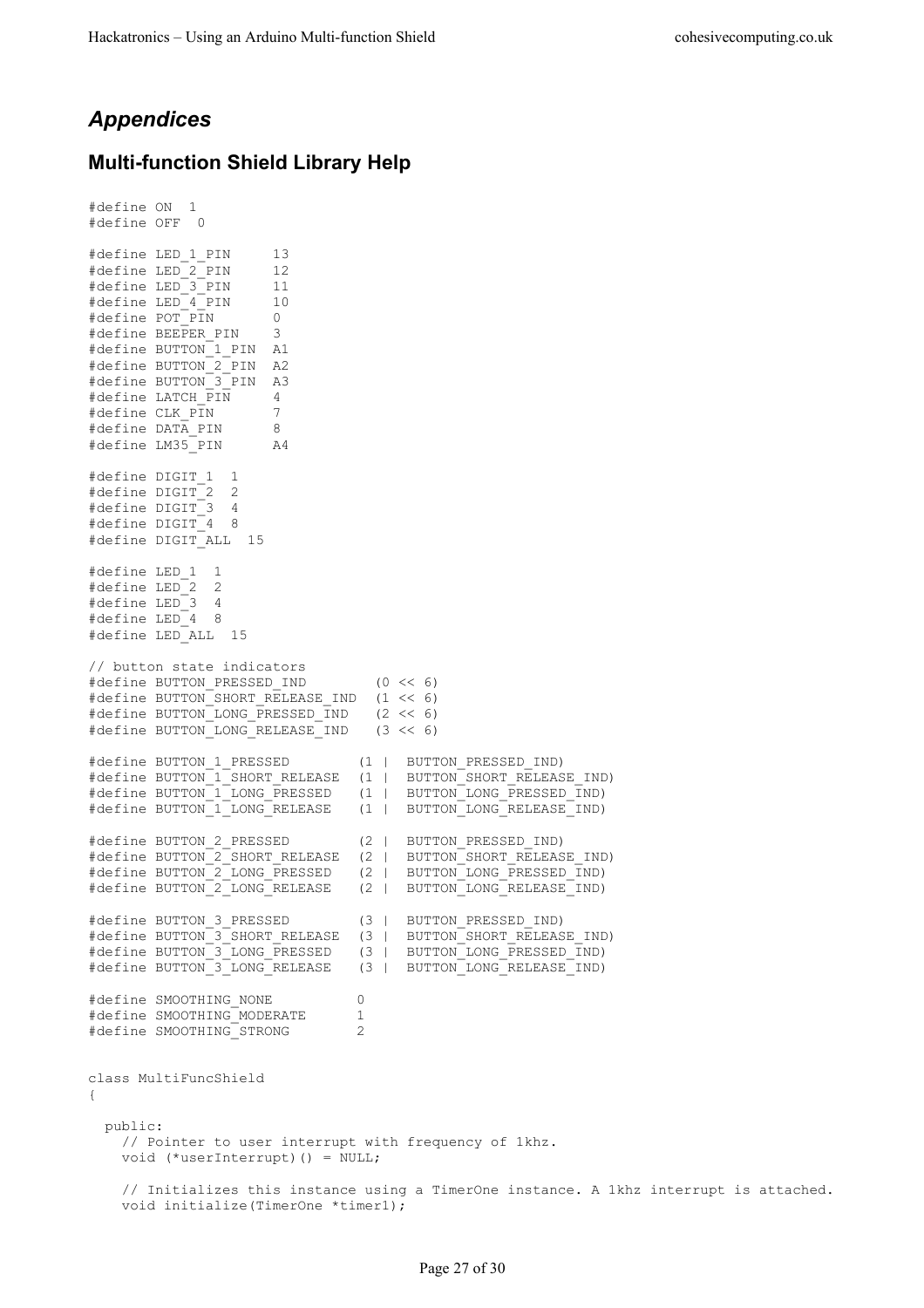## *Appendices*

### Multi-function Shield Library Help

```
#define ON  1
#define OFF  0

#define LED_1_PIN     13
#define LED_2_PIN     12
#define LED_3_PIN     11
#define LED_4_PIN     10
#define POT_PIN       0
#define BEEPER_PIN    3
#define BUTTON_1_PIN  A1
#define BUTTON_2_PIN  A2
#define BUTTON_3_PIN  A3
#define LATCH_PIN     4
#define CLK_PIN       7
#define DATA_PIN      8
#define LM35_PIN      A4

#define DIGIT_1  1
#define DIGIT_2  2
#define DIGIT_3  4
#define DIGIT_4  8
#define DIGIT_ALL  15

#define LED_1  1
#define LED_2  2
#define LED_3  4
#define LED_4  8
#define LED_ALL  15

// button state indicators
#define BUTTON_PRESSED_IND        (0 << 6)
#define BUTTON_SHORT_RELEASE_IND  (1 << 6)
#define BUTTON_LONG_PRESSED_IND   (2 << 6)
#define BUTTON_LONG_RELEASE_IND   (3 << 6)

#define BUTTON_1_PRESSED        (1 |  BUTTON_PRESSED_IND)
#define BUTTON_1_SHORT_RELEASE  (1 |  BUTTON_SHORT_RELEASE_IND)
#define BUTTON_1_LONG_PRESSED   (1 |  BUTTON_LONG_PRESSED_IND)
#define BUTTON_1_LONG_RELEASE   (1 |  BUTTON_LONG_RELEASE_IND)

#define BUTTON_2_PRESSED        (2 |  BUTTON_PRESSED_IND)
#define BUTTON_2_SHORT_RELEASE  (2 |  BUTTON_SHORT_RELEASE_IND)
#define BUTTON_2_LONG_PRESSED   (2 |  BUTTON_LONG_PRESSED_IND)
#define BUTTON_2_LONG_RELEASE   (2 |  BUTTON_LONG_RELEASE_IND)

#define BUTTON_3_PRESSED        (3 |  BUTTON_PRESSED_IND)
#define BUTTON_3_SHORT_RELEASE  (3 |  BUTTON_SHORT_RELEASE_IND)
#define BUTTON_3_LONG_PRESSED   (3 |  BUTTON_LONG_PRESSED_IND)
#define BUTTON_3_LONG_RELEASE   (3 |  BUTTON_LONG_RELEASE_IND)

#define SMOOTHING_NONE          0
#define SMOOTHING_MODERATE      1
#define SMOOTHING_STRONG        2


class MultiFuncShield
{

  public:
    // Pointer to user interrupt with frequency of 1khz.
    void (*userInterrupt)() = NULL;

    // Initializes this instance using a TimerOne instance. A 1khz interrupt is attached.
    void initialize(TimerOne *timer1);
```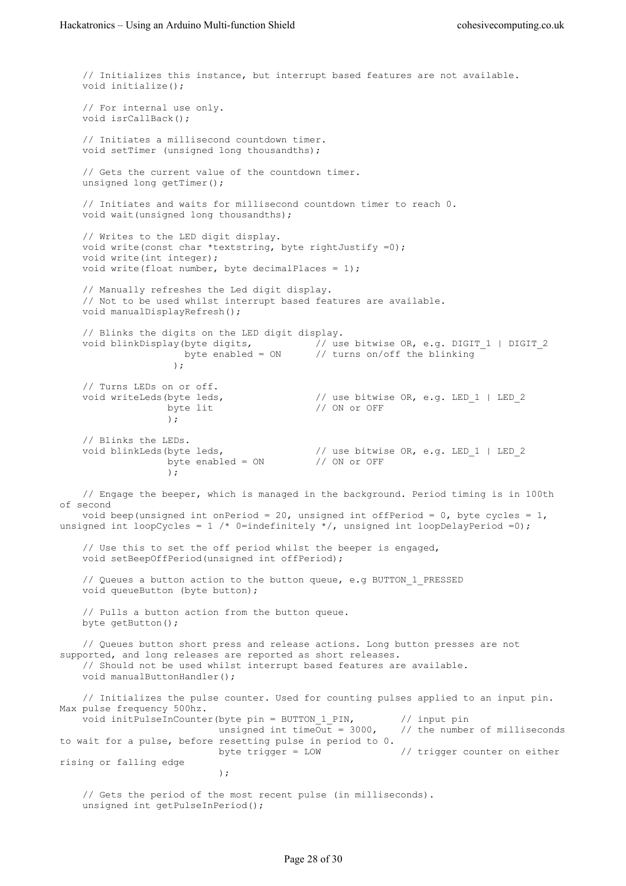```
    // Initializes this instance, but interrupt based features are not available.
    void initialize();

    // For internal use only.
    void isrCallBack();

    // Initiates a millisecond countdown timer.
    void setTimer (unsigned long thousandths);

    // Gets the current value of the countdown timer.
    unsigned long getTimer();

    // Initiates and waits for millisecond countdown timer to reach 0.
    void wait(unsigned long thousandths);

    // Writes to the LED digit display.
    void write(const char *textstring, byte rightJustify =0);
    void write(int integer);
    void write(float number, byte decimalPlaces = 1);

    // Manually refreshes the Led digit display.
    // Not to be used whilst interrupt based features are available.
    void manualDisplayRefresh();

    // Blinks the digits on the LED digit display.
    void blinkDisplay(byte digits,           // use bitwise OR, e.g. DIGIT_1 | DIGIT_2
                      byte enabled = ON      // turns on/off the blinking
                     );

    // Turns LEDs on or off.
    void writeLeds(byte leds,                // use bitwise OR, e.g. LED_1 | LED_2
                   byte lit                  // ON or OFF
                   );

    // Blinks the LEDs.
    void blinkLeds(byte leds,                // use bitwise OR, e.g. LED_1 | LED_2
                   byte enabled = ON         // ON or OFF
                   );

    // Engage the beeper, which is managed in the background. Period timing is in 100th
of second
    void beep(unsigned int onPeriod = 20, unsigned int offPeriod = 0, byte cycles = 1,
unsigned int loopCycles = 1 /* 0=indefinitely */, unsigned int loopDelayPeriod =0);

    // Use this to set the off period whilst the beeper is engaged,
    void setBeepOffPeriod(unsigned int offPeriod);

    // Queues a button action to the button queue, e.g BUTTON_1_PRESSED
    void queueButton (byte button);

    // Pulls a button action from the button queue.
    byte getButton();

    // Queues button short press and release actions. Long button presses are not
supported, and long releases are reported as short releases.
    // Should not be used whilst interrupt based features are available.
    void manualButtonHandler();

    // Initializes the pulse counter. Used for counting pulses applied to an input pin.
Max pulse frequency 500hz.
    void initPulseInCounter(byte pin = BUTTON_1_PIN,        // input pin
                            unsigned int timeOut = 3000,    // the number of milliseconds
to wait for a pulse, before resetting pulse in period to 0.
                            byte trigger = LOW              // trigger counter on either
rising or falling edge
                            );

    // Gets the period of the most recent pulse (in milliseconds).
    unsigned int getPulseInPeriod();
```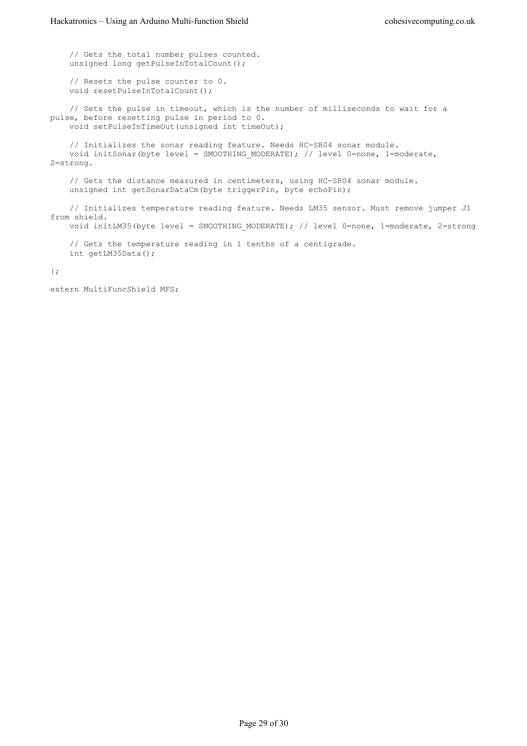```
    // Gets the total number pulses counted.
    unsigned long getPulseInTotalCount();

    // Resets the pulse counter to 0.
    void resetPulseInTotalCount();

    // Sets the pulse in timeout, which is the number of milliseconds to wait for a 
pulse, before resetting pulse in period to 0.
    void setPulseInTimeOut(unsigned int timeOut);

    // Initializes the sonar reading feature. Needs HC-SR04 sonar module.
    void initSonar(byte level = SMOOTHING_MODERATE); // level 0=none, 1=moderate, 
2=strong.

    // Gets the distance measured in centimeters, using HC-SR04 sonar module.
    unsigned int getSonarDataCm(byte triggerPin, byte echoPin);

    // Initializes temperature reading feature. Needs LM35 sensor. Must remove jumper J1 
from shield.
    void initLM35(byte level = SMOOTHING_MODERATE); // level 0=none, 1=moderate, 2=strong

    // Gets the temperature reading in 1 tenths of a centigrade.
    int getLM35Data();

};

extern MultiFuncShield MFS;
```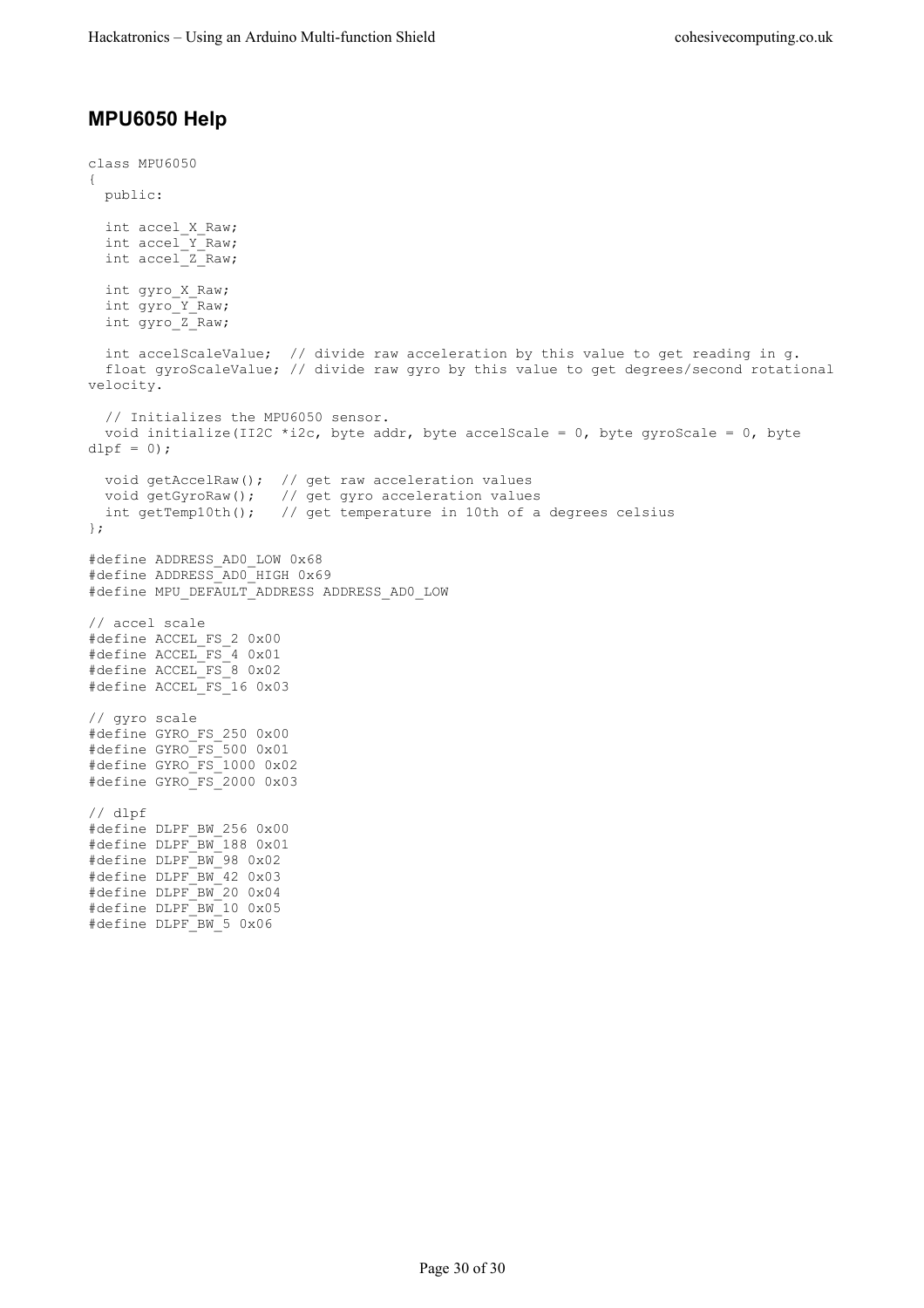## MPU6050 Help

```
class MPU6050
{
  public:

  int accel_X_Raw;
  int accel_Y_Raw;
  int accel_Z_Raw;

  int gyro_X_Raw;
  int gyro_Y_Raw;
  int gyro_Z_Raw;

  int accelScaleValue;  // divide raw acceleration by this value to get reading in g.
  float gyroScaleValue; // divide raw gyro by this value to get degrees/second rotational
velocity.

  // Initializes the MPU6050 sensor.
  void initialize(II2C *i2c, byte addr, byte accelScale = 0, byte gyroScale = 0, byte
dlpf = 0);

  void getAccelRaw();  // get raw acceleration values
  void getGyroRaw();   // get gyro acceleration values
  int getTemp10th();   // get temperature in 10th of a degrees celsius
};

#define ADDRESS_AD0_LOW 0x68
#define ADDRESS_AD0_HIGH 0x69
#define MPU_DEFAULT_ADDRESS ADDRESS_AD0_LOW

// accel scale
#define ACCEL_FS_2 0x00
#define ACCEL_FS_4 0x01
#define ACCEL_FS_8 0x02
#define ACCEL_FS_16 0x03

// gyro scale
#define GYRO_FS_250 0x00
#define GYRO_FS_500 0x01
#define GYRO_FS_1000 0x02
#define GYRO_FS_2000 0x03

// dlpf
#define DLPF_BW_256 0x00
#define DLPF_BW_188 0x01
#define DLPF_BW_98 0x02
#define DLPF_BW_42 0x03
#define DLPF_BW_20 0x04
#define DLPF_BW_10 0x05
#define DLPF_BW_5 0x06
```